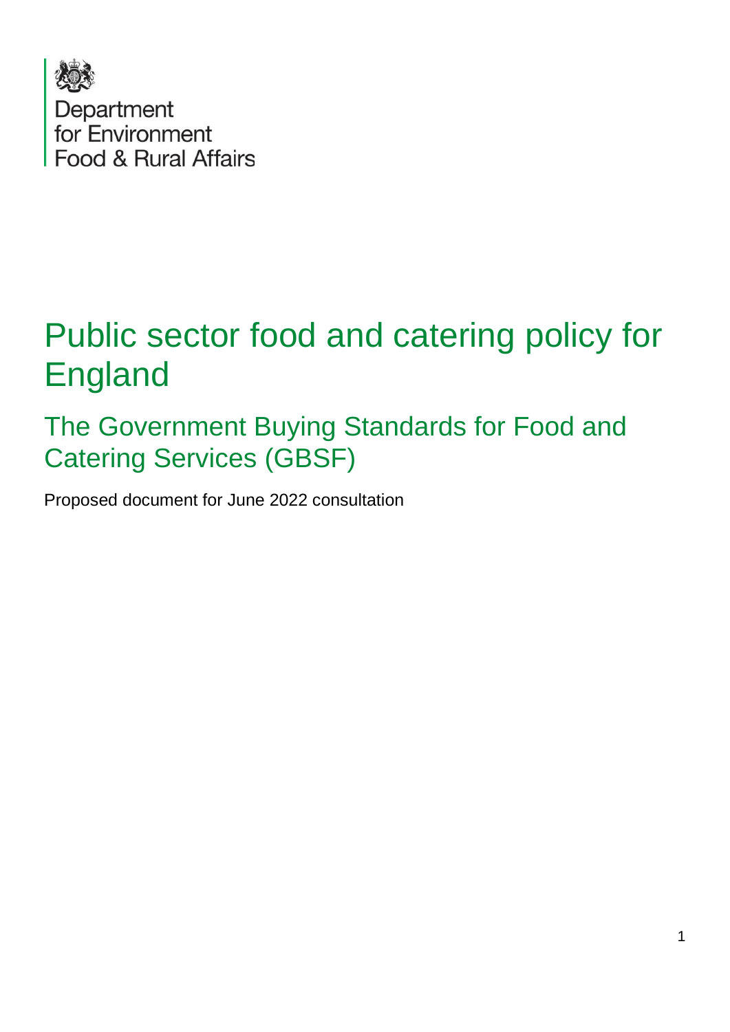Department
for Environment
Food & Rural Affairs

# Public sector food and catering policy for England

## The Government Buying Standards for Food and Catering Services (GBSF)

Proposed document for June 2022 consultation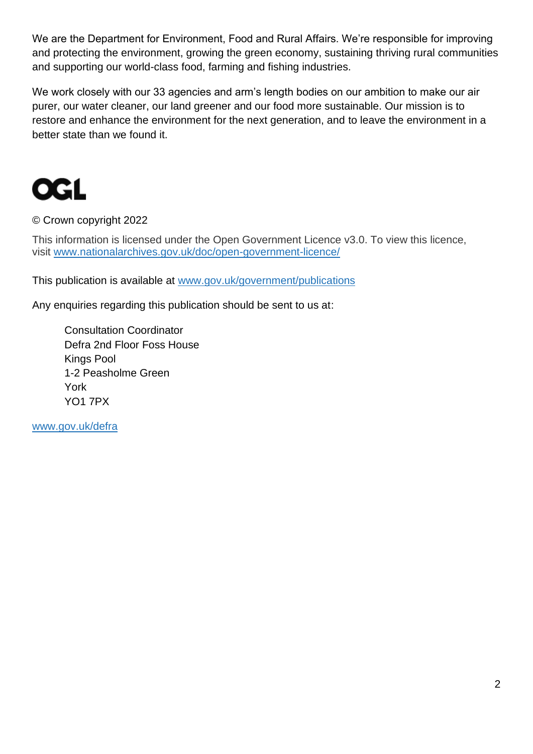We are the Department for Environment, Food and Rural Affairs. We're responsible for improving and protecting the environment, growing the green economy, sustaining thriving rural communities and supporting our world-class food, farming and fishing industries.

We work closely with our 33 agencies and arm's length bodies on our ambition to make our air purer, our water cleaner, our land greener and our food more sustainable. Our mission is to restore and enhance the environment for the next generation, and to leave the environment in a better state than we found it.

OGL

© Crown copyright 2022

This information is licensed under the Open Government Licence v3.0. To view this licence, visit www.nationalarchives.gov.uk/doc/open-government-licence/

This publication is available at www.gov.uk/government/publications

Any enquiries regarding this publication should be sent to us at:

Consultation Coordinator
Defra 2nd Floor Foss House
Kings Pool
1-2 Peasholme Green
York
YO1 7PX

www.gov.uk/defra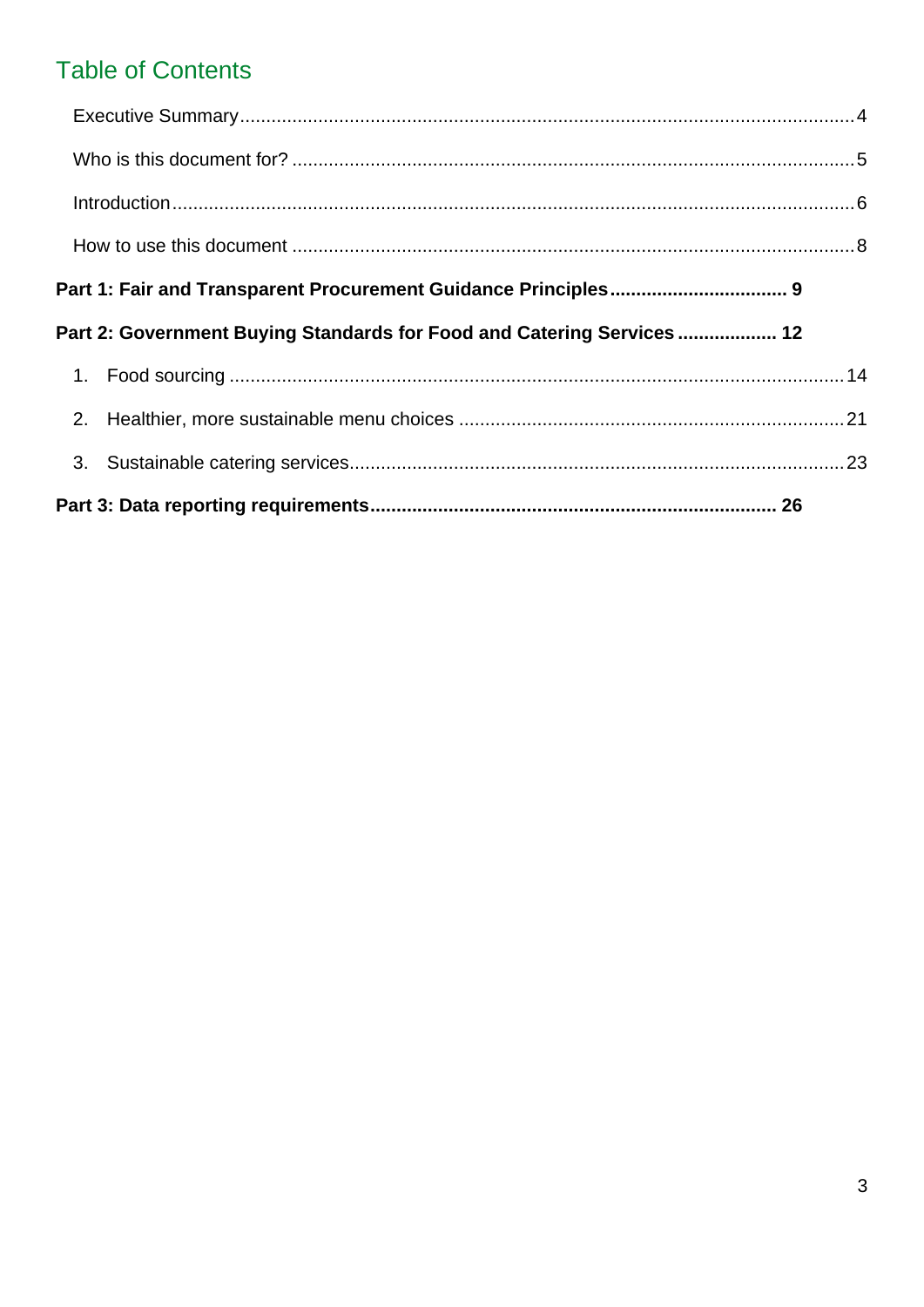## Table of Contents

Executive Summary....4

Who is this document for? ....5

Introduction....6

How to use this document ....8

**Part 1: Fair and Transparent Procurement Guidance Principles.... 9**

**Part 2: Government Buying Standards for Food and Catering Services .... 12**

1. Food sourcing ....14
2. Healthier, more sustainable menu choices ....21
3. Sustainable catering services....23

**Part 3: Data reporting requirements.... 26**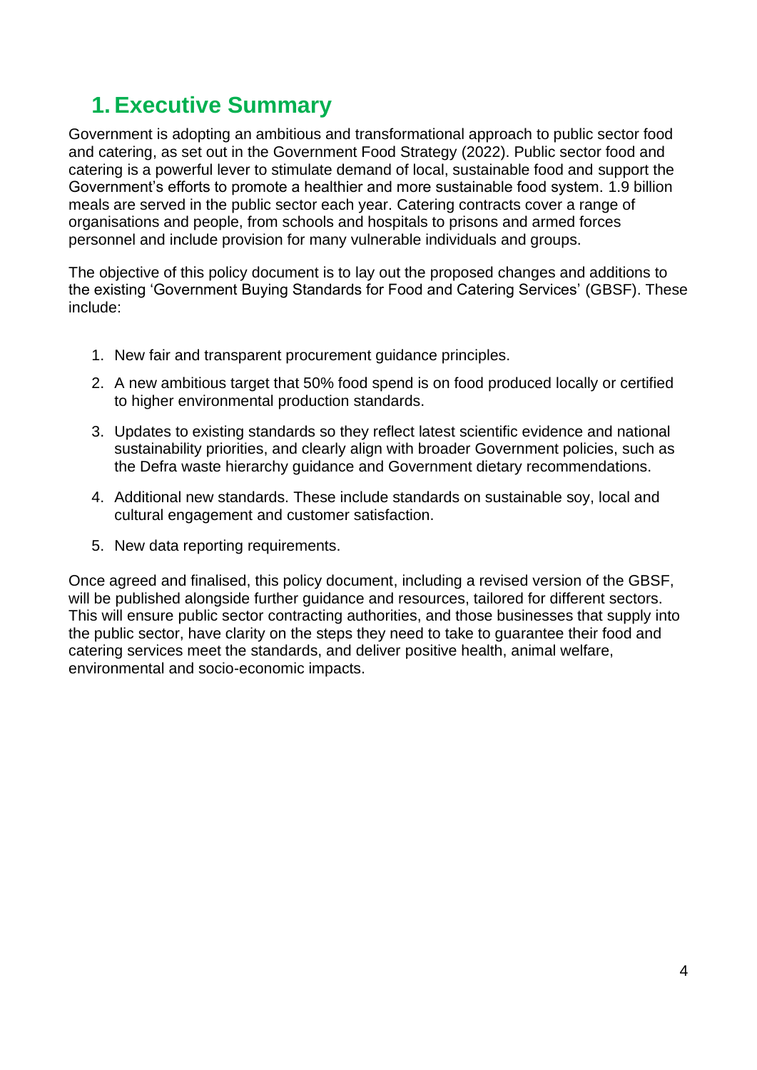# 1. Executive Summary

Government is adopting an ambitious and transformational approach to public sector food and catering, as set out in the Government Food Strategy (2022). Public sector food and catering is a powerful lever to stimulate demand of local, sustainable food and support the Government's efforts to promote a healthier and more sustainable food system. 1.9 billion meals are served in the public sector each year. Catering contracts cover a range of organisations and people, from schools and hospitals to prisons and armed forces personnel and include provision for many vulnerable individuals and groups.

The objective of this policy document is to lay out the proposed changes and additions to the existing 'Government Buying Standards for Food and Catering Services' (GBSF). These include:

1. New fair and transparent procurement guidance principles.
2. A new ambitious target that 50% food spend is on food produced locally or certified to higher environmental production standards.
3. Updates to existing standards so they reflect latest scientific evidence and national sustainability priorities, and clearly align with broader Government policies, such as the Defra waste hierarchy guidance and Government dietary recommendations.
4. Additional new standards. These include standards on sustainable soy, local and cultural engagement and customer satisfaction.
5. New data reporting requirements.

Once agreed and finalised, this policy document, including a revised version of the GBSF, will be published alongside further guidance and resources, tailored for different sectors. This will ensure public sector contracting authorities, and those businesses that supply into the public sector, have clarity on the steps they need to take to guarantee their food and catering services meet the standards, and deliver positive health, animal welfare, environmental and socio-economic impacts.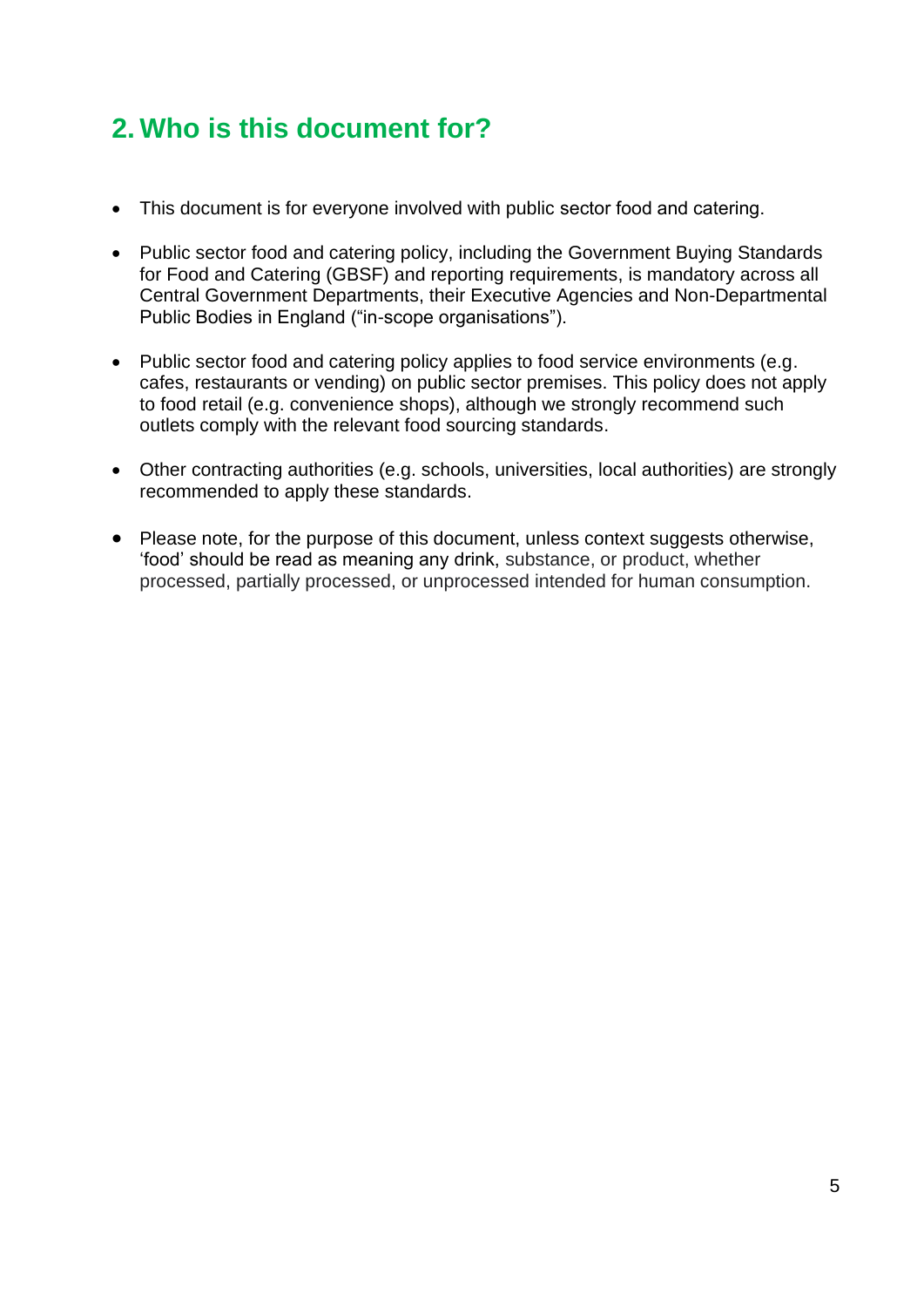## 2. Who is this document for?

- This document is for everyone involved with public sector food and catering.
- Public sector food and catering policy, including the Government Buying Standards for Food and Catering (GBSF) and reporting requirements, is mandatory across all Central Government Departments, their Executive Agencies and Non-Departmental Public Bodies in England ("in-scope organisations").
- Public sector food and catering policy applies to food service environments (e.g. cafes, restaurants or vending) on public sector premises. This policy does not apply to food retail (e.g. convenience shops), although we strongly recommend such outlets comply with the relevant food sourcing standards.
- Other contracting authorities (e.g. schools, universities, local authorities) are strongly recommended to apply these standards.
- Please note, for the purpose of this document, unless context suggests otherwise, 'food' should be read as meaning any drink, substance, or product, whether processed, partially processed, or unprocessed intended for human consumption.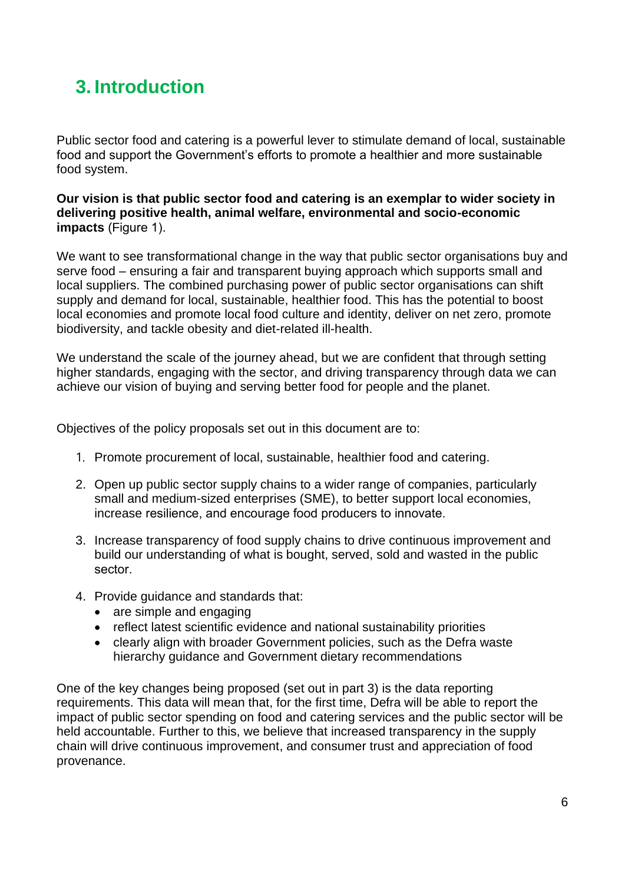# 3. Introduction

Public sector food and catering is a powerful lever to stimulate demand of local, sustainable food and support the Government's efforts to promote a healthier and more sustainable food system.

**Our vision is that public sector food and catering is an exemplar to wider society in delivering positive health, animal welfare, environmental and socio-economic impacts** (Figure 1).

We want to see transformational change in the way that public sector organisations buy and serve food – ensuring a fair and transparent buying approach which supports small and local suppliers. The combined purchasing power of public sector organisations can shift supply and demand for local, sustainable, healthier food. This has the potential to boost local economies and promote local food culture and identity, deliver on net zero, promote biodiversity, and tackle obesity and diet-related ill-health.

We understand the scale of the journey ahead, but we are confident that through setting higher standards, engaging with the sector, and driving transparency through data we can achieve our vision of buying and serving better food for people and the planet.

Objectives of the policy proposals set out in this document are to:

1. Promote procurement of local, sustainable, healthier food and catering.
2. Open up public sector supply chains to a wider range of companies, particularly small and medium-sized enterprises (SME), to better support local economies, increase resilience, and encourage food producers to innovate.
3. Increase transparency of food supply chains to drive continuous improvement and build our understanding of what is bought, served, sold and wasted in the public sector.
4. Provide guidance and standards that:
   - are simple and engaging
   - reflect latest scientific evidence and national sustainability priorities
   - clearly align with broader Government policies, such as the Defra waste hierarchy guidance and Government dietary recommendations

One of the key changes being proposed (set out in part 3) is the data reporting requirements. This data will mean that, for the first time, Defra will be able to report the impact of public sector spending on food and catering services and the public sector will be held accountable. Further to this, we believe that increased transparency in the supply chain will drive continuous improvement, and consumer trust and appreciation of food provenance.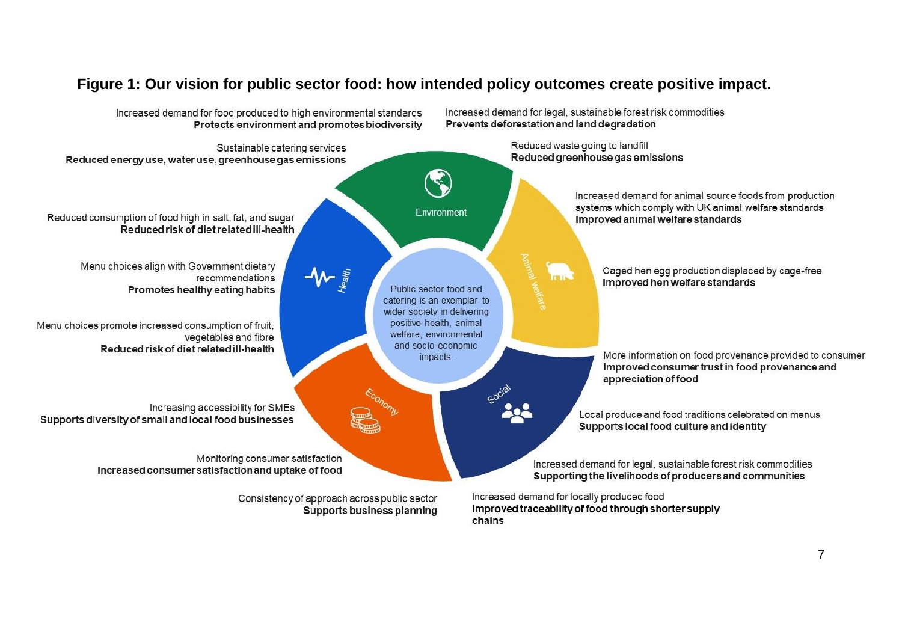**Figure 1: Our vision for public sector food: how intended policy outcomes create positive impact.**

Public sector food and catering is an exemplar to wider society in delivering positive health, animal welfare, environmental and socio-economic impacts.

**Environment**

Increased demand for food produced to high environmental standards
**Protects environment and promotes biodiversity**

Increased demand for legal, sustainable forest risk commodities
**Prevents deforestation and land degradation**

Sustainable catering services
**Reduced energy use, water use, greenhouse gas emissions**

Reduced waste going to landfill
**Reduced greenhouse gas emissions**

**Animal welfare**

Increased demand for animal source foods from production systems which comply with UK animal welfare standards
**Improved animal welfare standards**

Caged hen egg production displaced by cage-free
**Improved hen welfare standards**

**Social**

More information on food provenance provided to consumer
**Improved consumer trust in food provenance and appreciation of food**

Local produce and food traditions celebrated on menus
**Supports local food culture and identity**

Increased demand for legal, sustainable forest risk commodities
**Supporting the livelihoods of producers and communities**

Increased demand for locally produced food
**Improved traceability of food through shorter supply chains**

**Economy**

Consistency of approach across public sector
**Supports business planning**

Monitoring consumer satisfaction
**Increased consumer satisfaction and uptake of food**

Increasing accessibility for SMEs
**Supports diversity of small and local food businesses**

**Health**

Menu choices promote increased consumption of fruit, vegetables and fibre
**Reduced risk of diet related ill-health**

Menu choices align with Government dietary recommendations
**Promotes healthy eating habits**

Reduced consumption of food high in salt, fat, and sugar
**Reduced risk of diet related ill-health**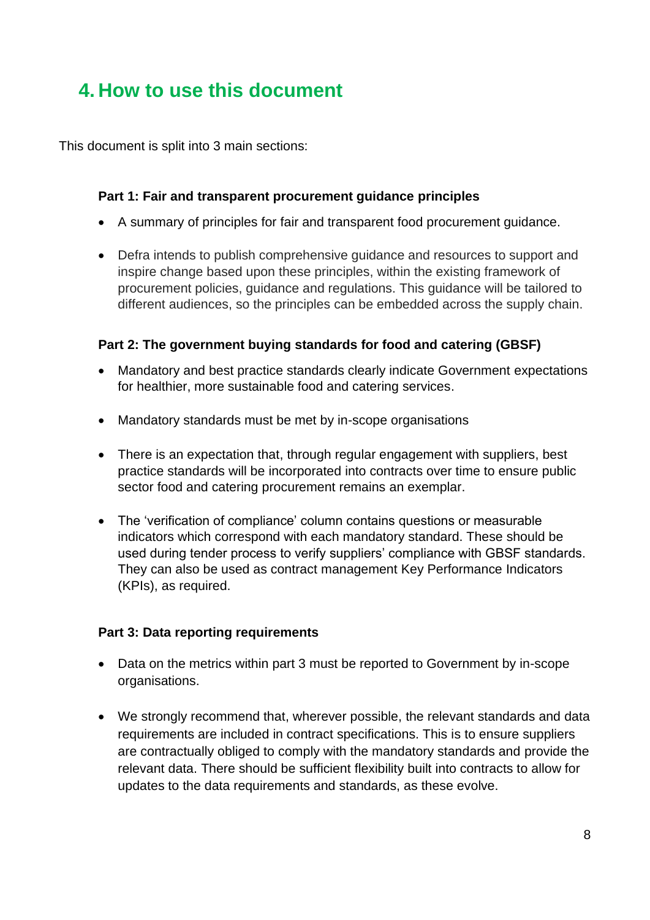## 4. How to use this document

This document is split into 3 main sections:

**Part 1: Fair and transparent procurement guidance principles**

- A summary of principles for fair and transparent food procurement guidance.
- Defra intends to publish comprehensive guidance and resources to support and inspire change based upon these principles, within the existing framework of procurement policies, guidance and regulations. This guidance will be tailored to different audiences, so the principles can be embedded across the supply chain.

**Part 2: The government buying standards for food and catering (GBSF)**

- Mandatory and best practice standards clearly indicate Government expectations for healthier, more sustainable food and catering services.
- Mandatory standards must be met by in-scope organisations
- There is an expectation that, through regular engagement with suppliers, best practice standards will be incorporated into contracts over time to ensure public sector food and catering procurement remains an exemplar.
- The 'verification of compliance' column contains questions or measurable indicators which correspond with each mandatory standard. These should be used during tender process to verify suppliers' compliance with GBSF standards. They can also be used as contract management Key Performance Indicators (KPIs), as required.

**Part 3: Data reporting requirements**

- Data on the metrics within part 3 must be reported to Government by in-scope organisations.
- We strongly recommend that, wherever possible, the relevant standards and data requirements are included in contract specifications. This is to ensure suppliers are contractually obliged to comply with the mandatory standards and provide the relevant data. There should be sufficient flexibility built into contracts to allow for updates to the data requirements and standards, as these evolve.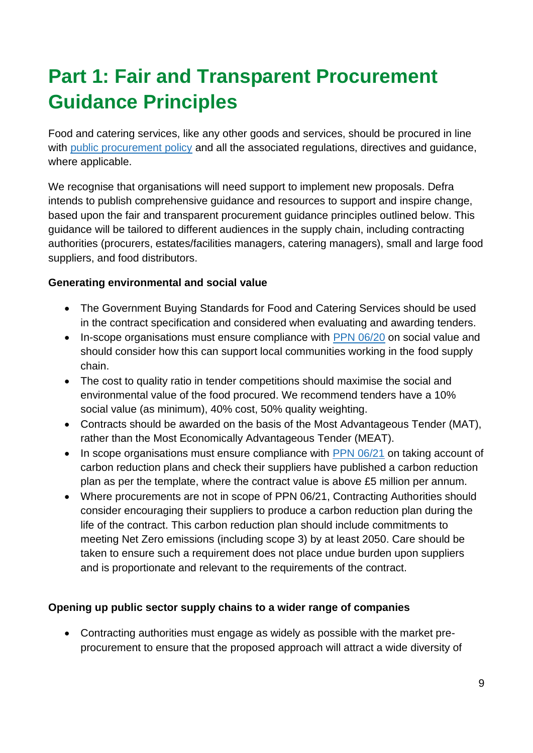# Part 1: Fair and Transparent Procurement Guidance Principles

Food and catering services, like any other goods and services, should be procured in line with public procurement policy and all the associated regulations, directives and guidance, where applicable.

We recognise that organisations will need support to implement new proposals. Defra intends to publish comprehensive guidance and resources to support and inspire change, based upon the fair and transparent procurement guidance principles outlined below. This guidance will be tailored to different audiences in the supply chain, including contracting authorities (procurers, estates/facilities managers, catering managers), small and large food suppliers, and food distributors.

**Generating environmental and social value**

- The Government Buying Standards for Food and Catering Services should be used in the contract specification and considered when evaluating and awarding tenders.
- In-scope organisations must ensure compliance with PPN 06/20 on social value and should consider how this can support local communities working in the food supply chain.
- The cost to quality ratio in tender competitions should maximise the social and environmental value of the food procured. We recommend tenders have a 10% social value (as minimum), 40% cost, 50% quality weighting.
- Contracts should be awarded on the basis of the Most Advantageous Tender (MAT), rather than the Most Economically Advantageous Tender (MEAT).
- In scope organisations must ensure compliance with PPN 06/21 on taking account of carbon reduction plans and check their suppliers have published a carbon reduction plan as per the template, where the contract value is above £5 million per annum.
- Where procurements are not in scope of PPN 06/21, Contracting Authorities should consider encouraging their suppliers to produce a carbon reduction plan during the life of the contract. This carbon reduction plan should include commitments to meeting Net Zero emissions (including scope 3) by at least 2050. Care should be taken to ensure such a requirement does not place undue burden upon suppliers and is proportionate and relevant to the requirements of the contract.

**Opening up public sector supply chains to a wider range of companies**

- Contracting authorities must engage as widely as possible with the market pre-procurement to ensure that the proposed approach will attract a wide diversity of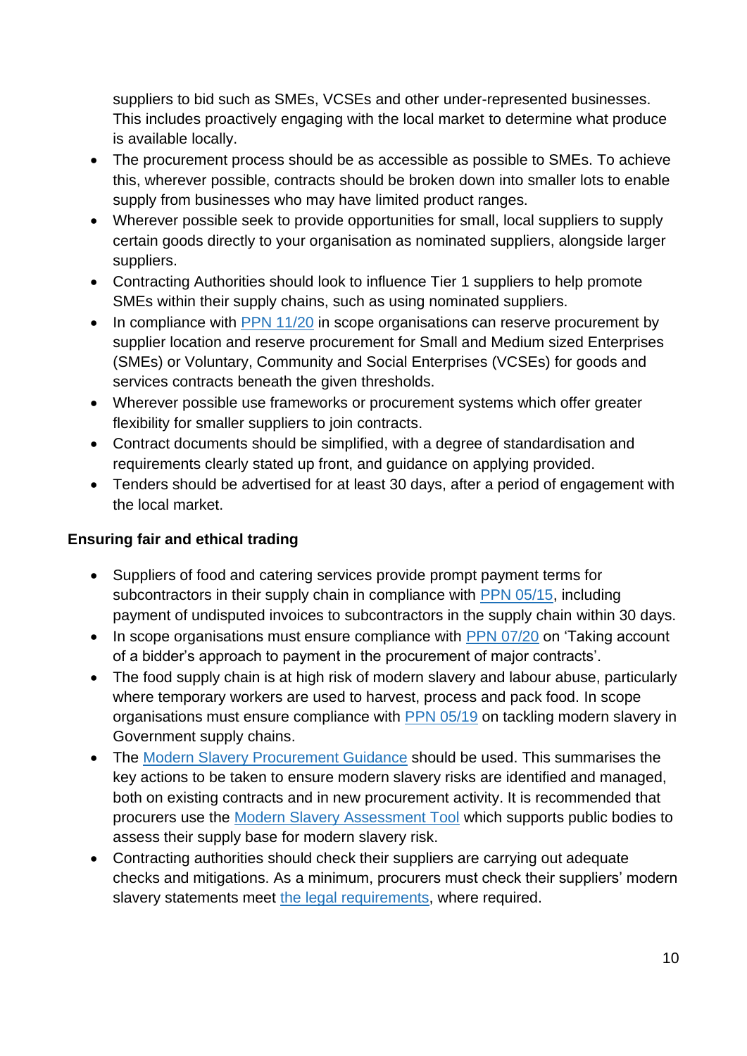suppliers to bid such as SMEs, VCSEs and other under-represented businesses. This includes proactively engaging with the local market to determine what produce is available locally.

- The procurement process should be as accessible as possible to SMEs. To achieve this, wherever possible, contracts should be broken down into smaller lots to enable supply from businesses who may have limited product ranges.
- Wherever possible seek to provide opportunities for small, local suppliers to supply certain goods directly to your organisation as nominated suppliers, alongside larger suppliers.
- Contracting Authorities should look to influence Tier 1 suppliers to help promote SMEs within their supply chains, such as using nominated suppliers.
- In compliance with PPN 11/20 in scope organisations can reserve procurement by supplier location and reserve procurement for Small and Medium sized Enterprises (SMEs) or Voluntary, Community and Social Enterprises (VCSEs) for goods and services contracts beneath the given thresholds.
- Wherever possible use frameworks or procurement systems which offer greater flexibility for smaller suppliers to join contracts.
- Contract documents should be simplified, with a degree of standardisation and requirements clearly stated up front, and guidance on applying provided.
- Tenders should be advertised for at least 30 days, after a period of engagement with the local market.

**Ensuring fair and ethical trading**

- Suppliers of food and catering services provide prompt payment terms for subcontractors in their supply chain in compliance with PPN 05/15, including payment of undisputed invoices to subcontractors in the supply chain within 30 days.
- In scope organisations must ensure compliance with PPN 07/20 on 'Taking account of a bidder's approach to payment in the procurement of major contracts'.
- The food supply chain is at high risk of modern slavery and labour abuse, particularly where temporary workers are used to harvest, process and pack food. In scope organisations must ensure compliance with PPN 05/19 on tackling modern slavery in Government supply chains.
- The Modern Slavery Procurement Guidance should be used. This summarises the key actions to be taken to ensure modern slavery risks are identified and managed, both on existing contracts and in new procurement activity. It is recommended that procurers use the Modern Slavery Assessment Tool which supports public bodies to assess their supply base for modern slavery risk.
- Contracting authorities should check their suppliers are carrying out adequate checks and mitigations. As a minimum, procurers must check their suppliers' modern slavery statements meet the legal requirements, where required.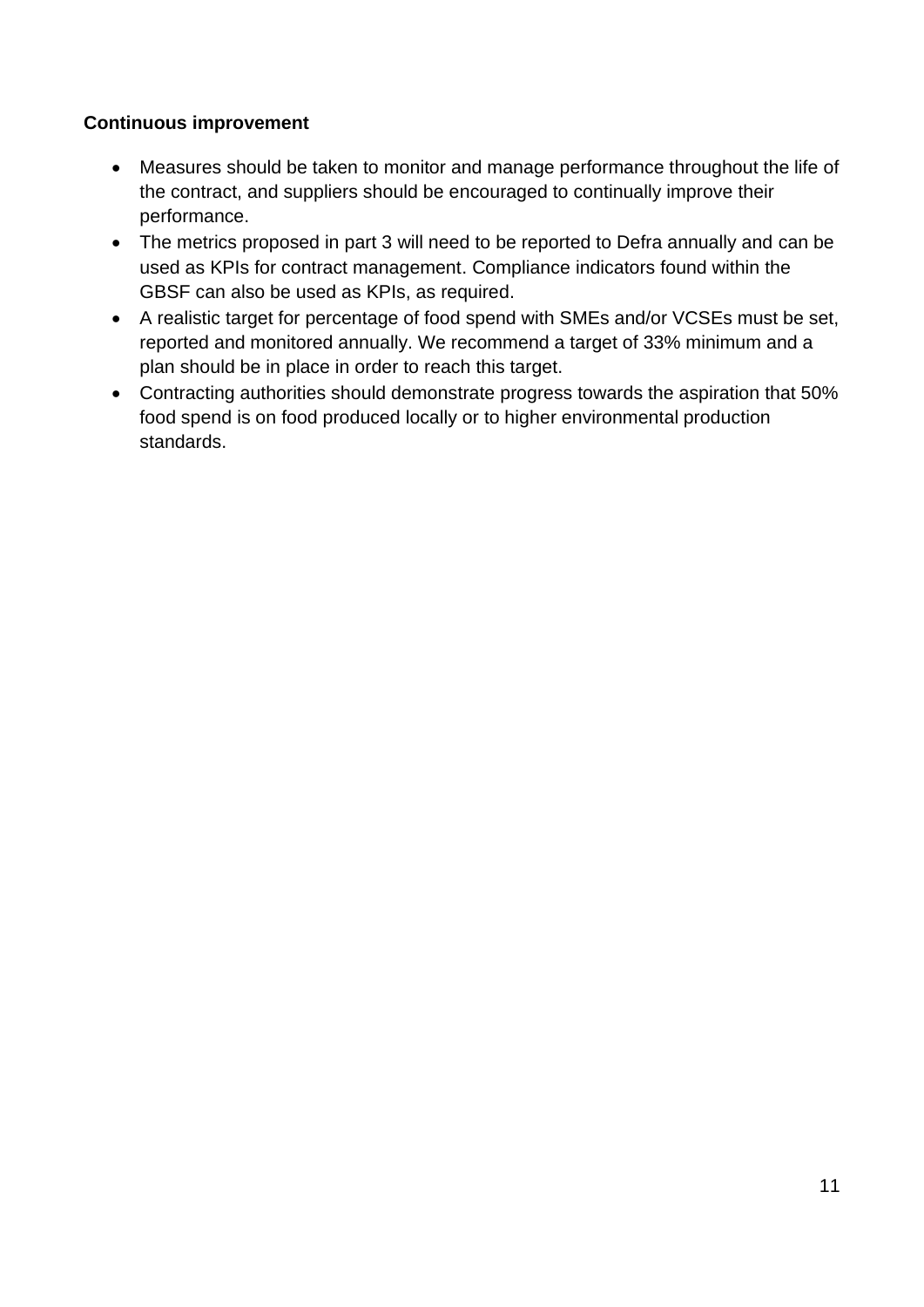**Continuous improvement**

- Measures should be taken to monitor and manage performance throughout the life of the contract, and suppliers should be encouraged to continually improve their performance.
- The metrics proposed in part 3 will need to be reported to Defra annually and can be used as KPIs for contract management. Compliance indicators found within the GBSF can also be used as KPIs, as required.
- A realistic target for percentage of food spend with SMEs and/or VCSEs must be set, reported and monitored annually. We recommend a target of 33% minimum and a plan should be in place in order to reach this target.
- Contracting authorities should demonstrate progress towards the aspiration that 50% food spend is on food produced locally or to higher environmental production standards.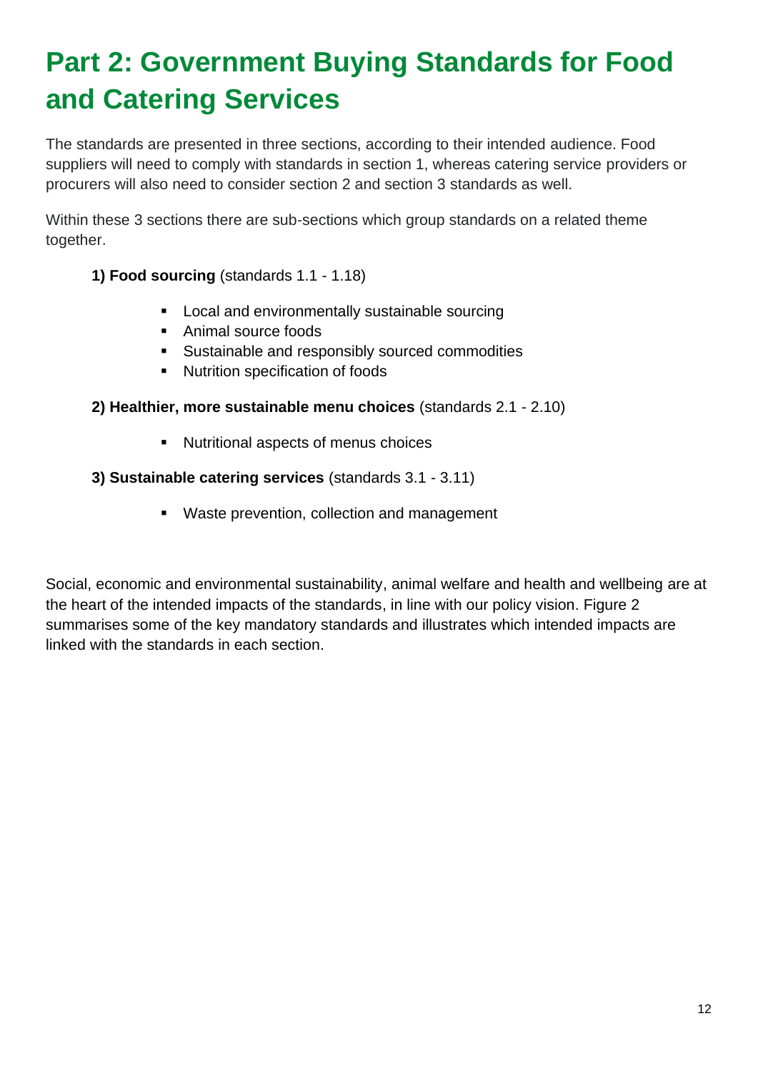# Part 2: Government Buying Standards for Food and Catering Services

The standards are presented in three sections, according to their intended audience. Food suppliers will need to comply with standards in section 1, whereas catering service providers or procurers will also need to consider section 2 and section 3 standards as well.

Within these 3 sections there are sub-sections which group standards on a related theme together.

**1) Food sourcing** (standards 1.1 - 1.18)

- Local and environmentally sustainable sourcing
- Animal source foods
- Sustainable and responsibly sourced commodities
- Nutrition specification of foods

**2) Healthier, more sustainable menu choices** (standards 2.1 - 2.10)

- Nutritional aspects of menus choices

**3) Sustainable catering services** (standards 3.1 - 3.11)

- Waste prevention, collection and management

Social, economic and environmental sustainability, animal welfare and health and wellbeing are at the heart of the intended impacts of the standards, in line with our policy vision. Figure 2 summarises some of the key mandatory standards and illustrates which intended impacts are linked with the standards in each section.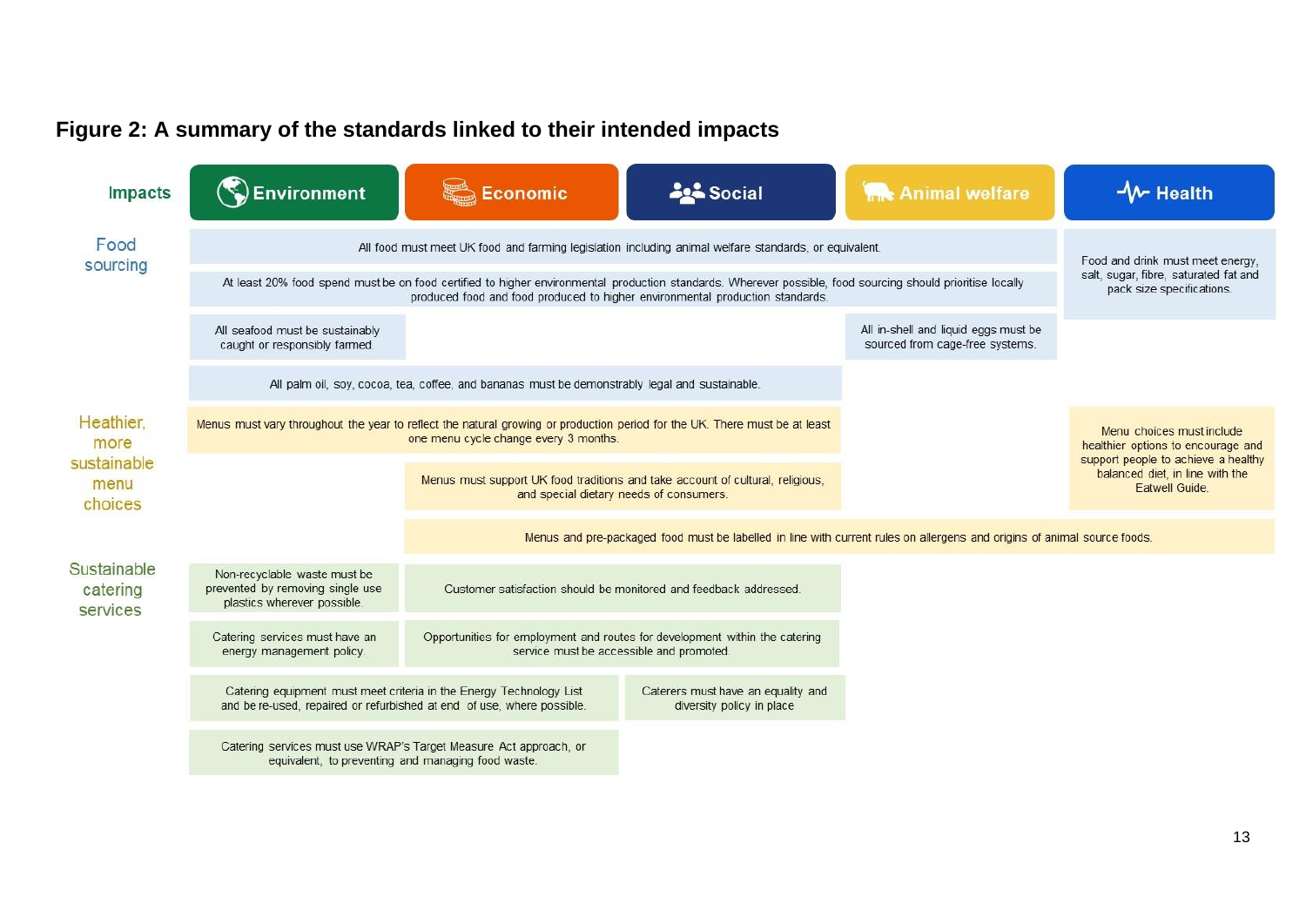**Figure 2: A summary of the standards linked to their intended impacts**

| Impacts | Environment | Economic | Social | Animal welfare | Health |
|---|---|---|---|---|---|
| **Food sourcing** | All food must meet UK food and farming legislation including animal welfare standards, or equivalent. | | | | Food and drink must meet energy, salt, sugar, fibre, saturated fat and pack size specifications. |
| | At least 20% food spend must be on food certified to higher environmental production standards. Wherever possible, food sourcing should prioritise locally produced food and food produced to higher environmental production standards. | | | | |
| | All seafood must be sustainably caught or responsibly farmed | | | All in-shell and liquid eggs must be sourced from cage-free systems. | |
| | All palm oil, soy, cocoa, tea, coffee, and bananas must be demonstrably legal and sustainable. | | | | |
| **Heathier, more sustainable menu choices** | Menus must vary throughout the year to reflect the natural growing or production period for the UK. There must be at least one menu cycle change every 3 months. | | | | Menu choices must include healthier options to encourage and support people to achieve a healthy balanced diet, in line with the Eatwell Guide. |
| | | Menus must support UK food traditions and take account of cultural, religious, and special dietary needs of consumers. | | | |
| | | Menus and pre-packaged food must be labelled in line with current rules on allergens and origins of animal source foods. | | | |
| **Sustainable catering services** | Non-recyclable waste must be prevented by removing single use plastics wherever possible. | Customer satisfaction should be monitored and feedback addressed. | | | |
| | Catering services must have an energy management policy. | Opportunities for employment and routes for development within the catering service must be accessible and promoted. | | | |
| | Catering equipment must meet criteria in the Energy Technology List and be re-used, repaired or refurbished at end of use, where possible. | | Caterers must have an equality and diversity policy in place | | |
| | Catering services must use WRAP's Target Measure Act approach, or equivalent, to preventing and managing food waste. | | | | |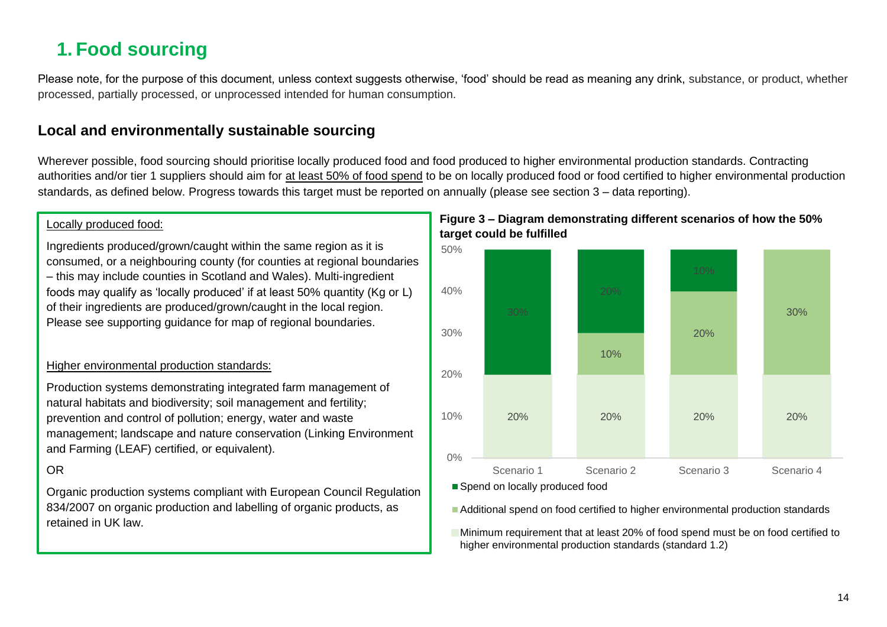## 1. Food sourcing

Please note, for the purpose of this document, unless context suggests otherwise, 'food' should be read as meaning any drink, substance, or product, whether processed, partially processed, or unprocessed intended for human consumption.

### Local and environmentally sustainable sourcing

Wherever possible, food sourcing should prioritise locally produced food and food produced to higher environmental production standards. Contracting authorities and/or tier 1 suppliers should aim for at least 50% of food spend to be on locally produced food or food certified to higher environmental production standards, as defined below. Progress towards this target must be reported on annually (please see section 3 – data reporting).

Locally produced food:

Ingredients produced/grown/caught within the same region as it is consumed, or a neighbouring county (for counties at regional boundaries – this may include counties in Scotland and Wales). Multi-ingredient foods may qualify as 'locally produced' if at least 50% quantity (Kg or L) of their ingredients are produced/grown/caught in the local region. Please see supporting guidance for map of regional boundaries.

Higher environmental production standards:

Production systems demonstrating integrated farm management of natural habitats and biodiversity; soil management and fertility; prevention and control of pollution; energy, water and waste management; landscape and nature conservation (Linking Environment and Farming (LEAF) certified, or equivalent).

OR

Organic production systems compliant with European Council Regulation 834/2007 on organic production and labelling of organic products, as retained in UK law.

**Figure 3 – Diagram demonstrating different scenarios of how the 50% target could be fulfilled**

| | Scenario 1 | Scenario 2 | Scenario 3 | Scenario 4 |
|---|---|---|---|---|
| Spend on locally produced food | 30% | 20% | 10% | |
| Additional spend on food certified to higher environmental production standards | | 10% | 20% | 30% |
| Minimum requirement that at least 20% of food spend must be on food certified to higher environmental production standards (standard 1.2) | 20% | 20% | 20% | 20% |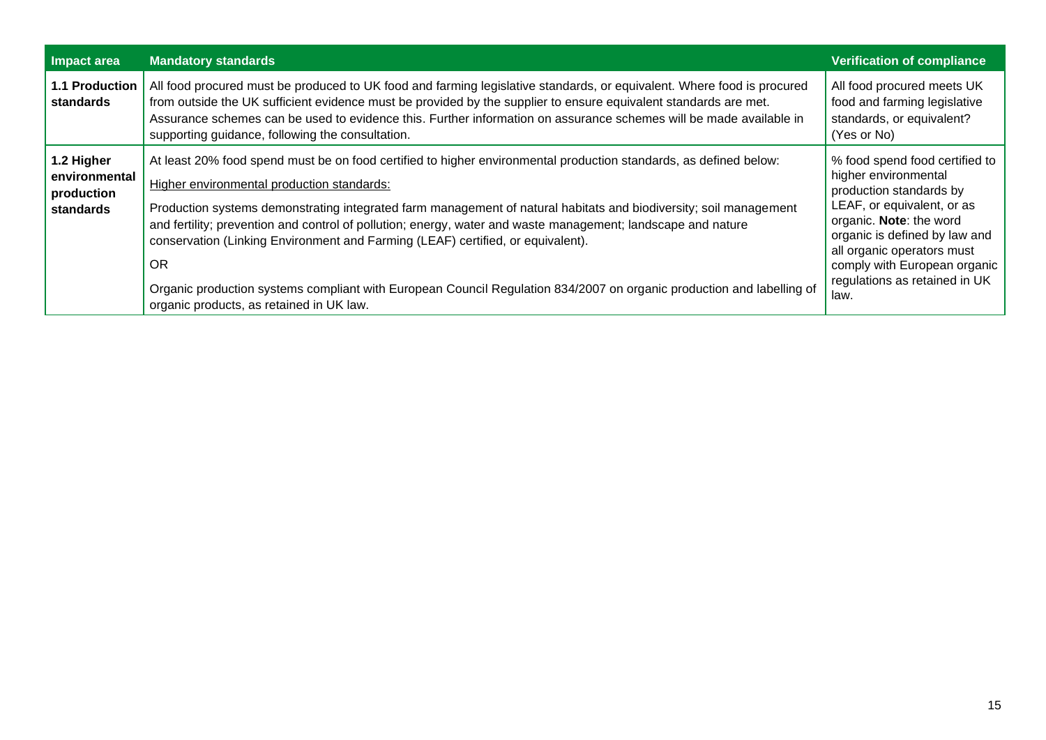| Impact area | Mandatory standards | Verification of compliance |
|---|---|---|
| **1.1 Production standards** | All food procured must be produced to UK food and farming legislative standards, or equivalent. Where food is procured from outside the UK sufficient evidence must be provided by the supplier to ensure equivalent standards are met. Assurance schemes can be used to evidence this. Further information on assurance schemes will be made available in supporting guidance, following the consultation. | All food procured meets UK food and farming legislative standards, or equivalent? (Yes or No) |
| **1.2 Higher environmental production standards** | At least 20% food spend must be on food certified to higher environmental production standards, as defined below:<br><br><u>Higher environmental production standards:</u><br><br>Production systems demonstrating integrated farm management of natural habitats and biodiversity; soil management and fertility; prevention and control of pollution; energy, water and waste management; landscape and nature conservation (Linking Environment and Farming (LEAF) certified, or equivalent).<br><br>OR<br><br>Organic production systems compliant with European Council Regulation 834/2007 on organic production and labelling of organic products, as retained in UK law. | % food spend food certified to higher environmental production standards by LEAF, or equivalent, or as organic. **Note**: the word organic is defined by law and all organic operators must comply with European organic regulations as retained in UK law. |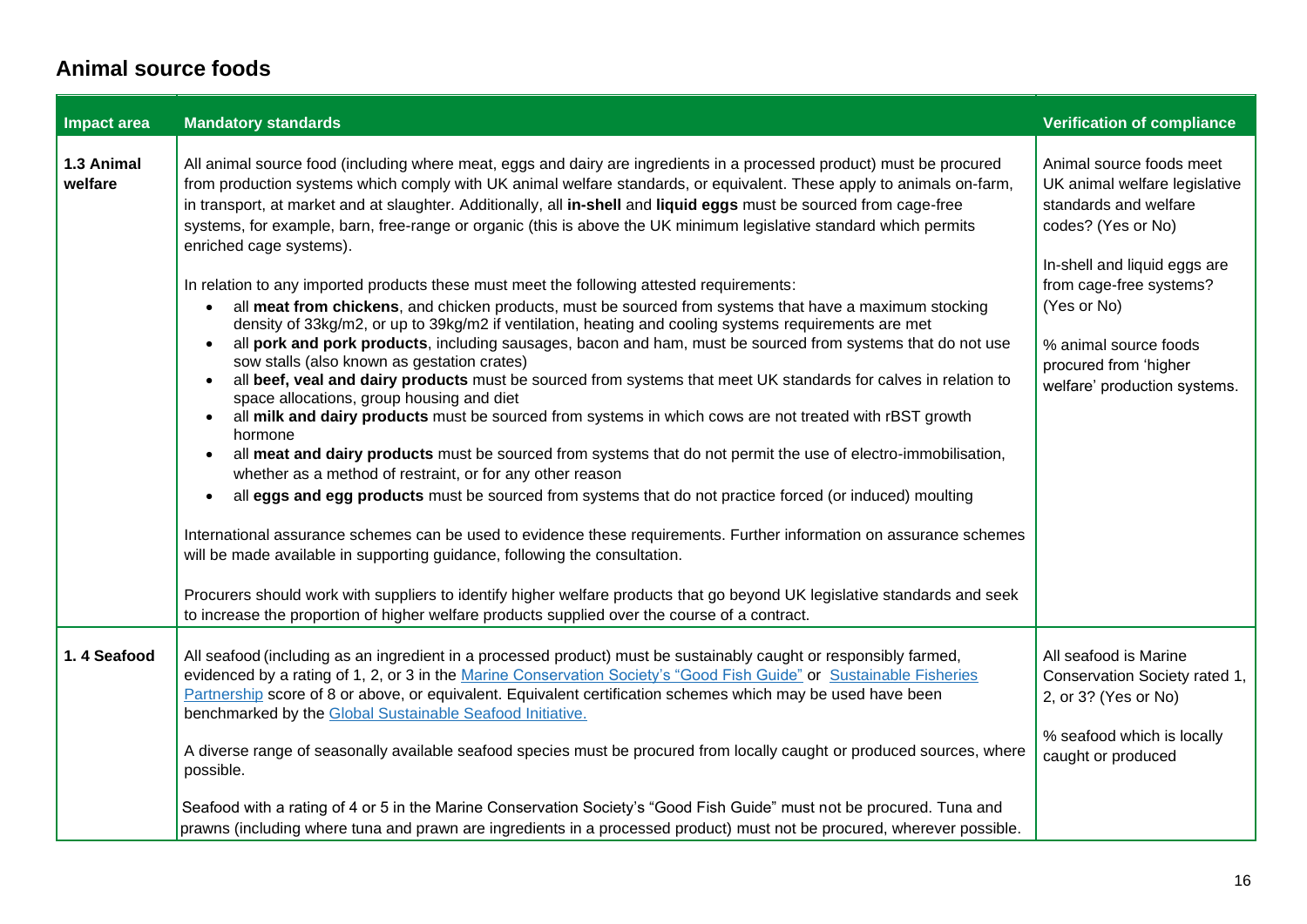## Animal source foods

| Impact area | Mandatory standards | Verification of compliance |
|---|---|---|
| **1.3 Animal welfare** | All animal source food (including where meat, eggs and dairy are ingredients in a processed product) must be procured from production systems which comply with UK animal welfare standards, or equivalent. These apply to animals on-farm, in transport, at market and at slaughter. Additionally, all **in-shell** and **liquid eggs** must be sourced from cage-free systems, for example, barn, free-range or organic (this is above the UK minimum legislative standard which permits enriched cage systems).<br><br>In relation to any imported products these must meet the following attested requirements:<br>• all **meat from chickens**, and chicken products, must be sourced from systems that have a maximum stocking density of 33kg/m2, or up to 39kg/m2 if ventilation, heating and cooling systems requirements are met<br>• all **pork and pork products**, including sausages, bacon and ham, must be sourced from systems that do not use sow stalls (also known as gestation crates)<br>• all **beef, veal and dairy products** must be sourced from systems that meet UK standards for calves in relation to space allocations, group housing and diet<br>• all **milk and dairy products** must be sourced from systems in which cows are not treated with rBST growth hormone<br>• all **meat and dairy products** must be sourced from systems that do not permit the use of electro-immobilisation, whether as a method of restraint, or for any other reason<br>• all **eggs and egg products** must be sourced from systems that do not practice forced (or induced) moulting<br><br>International assurance schemes can be used to evidence these requirements. Further information on assurance schemes will be made available in supporting guidance, following the consultation.<br><br>Procurers should work with suppliers to identify higher welfare products that go beyond UK legislative standards and seek to increase the proportion of higher welfare products supplied over the course of a contract. | Animal source foods meet UK animal welfare legislative standards and welfare codes? (Yes or No)<br><br>In-shell and liquid eggs are from cage-free systems? (Yes or No)<br><br>% animal source foods procured from 'higher welfare' production systems. |
| **1. 4 Seafood** | All seafood (including as an ingredient in a processed product) must be sustainably caught or responsibly farmed, evidenced by a rating of 1, 2, or 3 in the [Marine Conservation Society's "Good Fish Guide"]() or [Sustainable Fisheries Partnership]() score of 8 or above, or equivalent. Equivalent certification schemes which may be used have been benchmarked by the [Global Sustainable Seafood Initiative.]()<br><br>A diverse range of seasonally available seafood species must be procured from locally caught or produced sources, where possible.<br><br>Seafood with a rating of 4 or 5 in the Marine Conservation Society's "Good Fish Guide" must not be procured. Tuna and prawns (including where tuna and prawn are ingredients in a processed product) must not be procured, wherever possible. | All seafood is Marine Conservation Society rated 1, 2, or 3? (Yes or No)<br><br>% seafood which is locally caught or produced |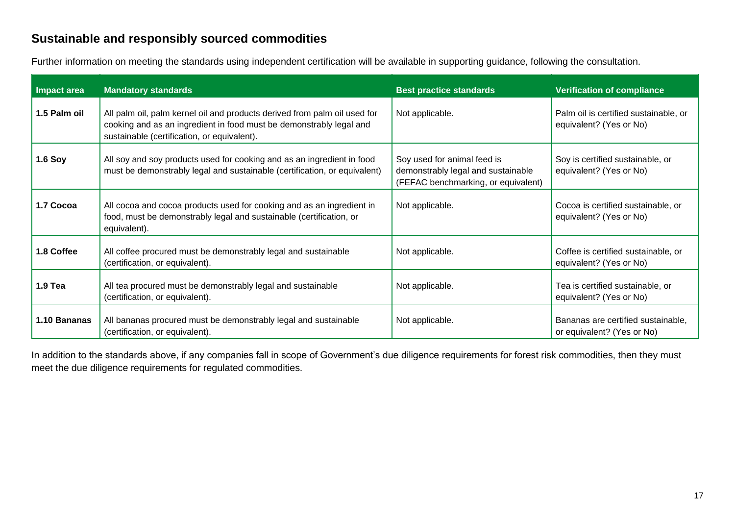## Sustainable and responsibly sourced commodities

Further information on meeting the standards using independent certification will be available in supporting guidance, following the consultation.

| Impact area | Mandatory standards | Best practice standards | Verification of compliance |
|---|---|---|---|
| **1.5 Palm oil** | All palm oil, palm kernel oil and products derived from palm oil used for cooking and as an ingredient in food must be demonstrably legal and sustainable (certification, or equivalent). | Not applicable. | Palm oil is certified sustainable, or equivalent? (Yes or No) |
| **1.6 Soy** | All soy and soy products used for cooking and as an ingredient in food must be demonstrably legal and sustainable (certification, or equivalent) | Soy used for animal feed is demonstrably legal and sustainable (FEFAC benchmarking, or equivalent) | Soy is certified sustainable, or equivalent? (Yes or No) |
| **1.7 Cocoa** | All cocoa and cocoa products used for cooking and as an ingredient in food, must be demonstrably legal and sustainable (certification, or equivalent). | Not applicable. | Cocoa is certified sustainable, or equivalent? (Yes or No) |
| **1.8 Coffee** | All coffee procured must be demonstrably legal and sustainable (certification, or equivalent). | Not applicable. | Coffee is certified sustainable, or equivalent? (Yes or No) |
| **1.9 Tea** | All tea procured must be demonstrably legal and sustainable (certification, or equivalent). | Not applicable. | Tea is certified sustainable, or equivalent? (Yes or No) |
| **1.10 Bananas** | All bananas procured must be demonstrably legal and sustainable (certification, or equivalent). | Not applicable. | Bananas are certified sustainable, or equivalent? (Yes or No) |

In addition to the standards above, if any companies fall in scope of Government's due diligence requirements for forest risk commodities, then they must meet the due diligence requirements for regulated commodities.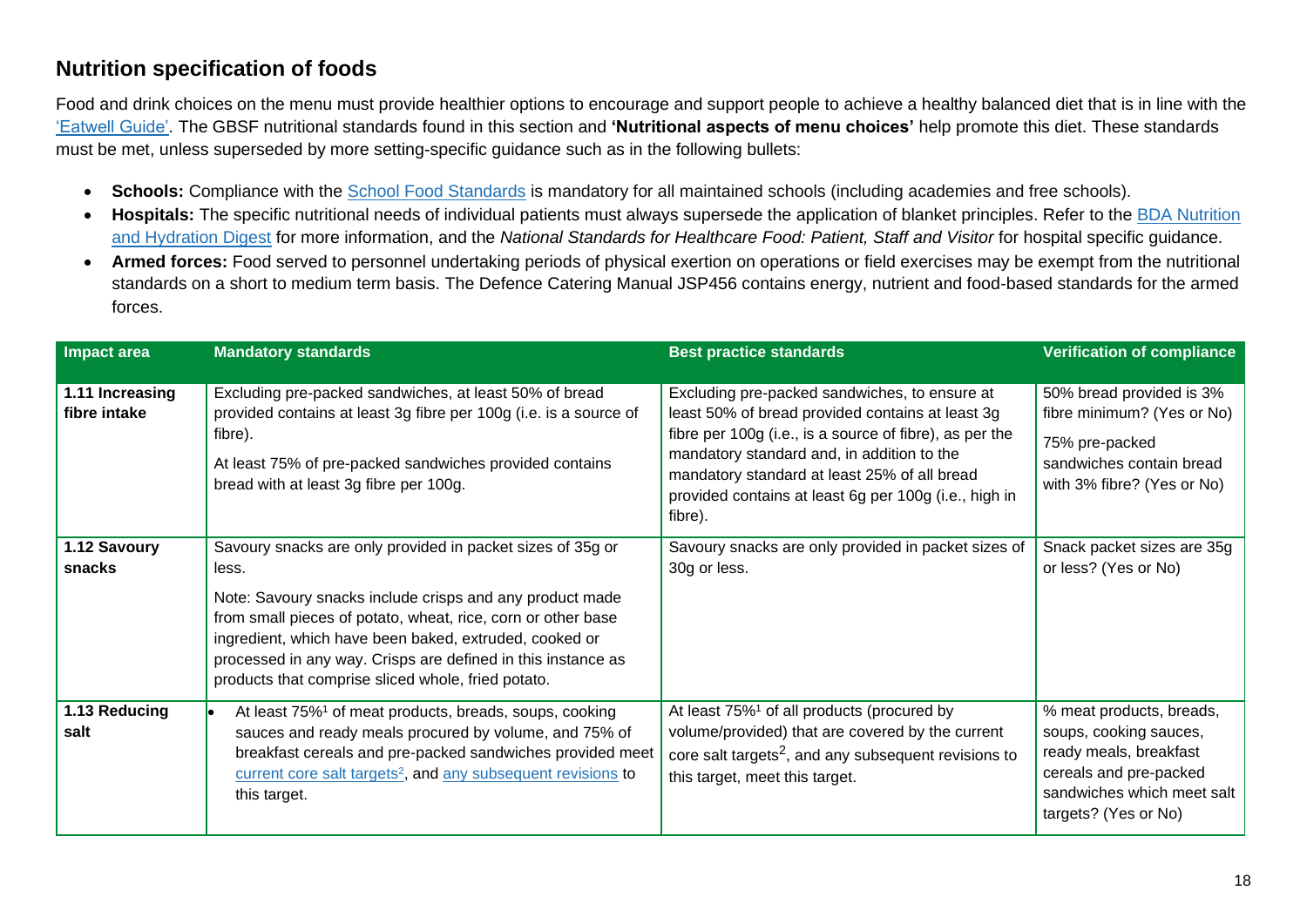## Nutrition specification of foods

Food and drink choices on the menu must provide healthier options to encourage and support people to achieve a healthy balanced diet that is in line with the 'Eatwell Guide'. The GBSF nutritional standards found in this section and **'Nutritional aspects of menu choices'** help promote this diet. These standards must be met, unless superseded by more setting-specific guidance such as in the following bullets:

- **Schools:** Compliance with the School Food Standards is mandatory for all maintained schools (including academies and free schools).
- **Hospitals:** The specific nutritional needs of individual patients must always supersede the application of blanket principles. Refer to the BDA Nutrition and Hydration Digest for more information, and the *National Standards for Healthcare Food: Patient, Staff and Visitor* for hospital specific guidance.
- **Armed forces:** Food served to personnel undertaking periods of physical exertion on operations or field exercises may be exempt from the nutritional standards on a short to medium term basis. The Defence Catering Manual JSP456 contains energy, nutrient and food-based standards for the armed forces.

| Impact area | Mandatory standards | Best practice standards | Verification of compliance |
|---|---|---|---|
| **1.11 Increasing fibre intake** | Excluding pre-packed sandwiches, at least 50% of bread provided contains at least 3g fibre per 100g (i.e. is a source of fibre).<br><br>At least 75% of pre-packed sandwiches provided contains bread with at least 3g fibre per 100g. | Excluding pre-packed sandwiches, to ensure at least 50% of bread provided contains at least 3g fibre per 100g (i.e., is a source of fibre), as per the mandatory standard and, in addition to the mandatory standard at least 25% of all bread provided contains at least 6g per 100g (i.e., high in fibre). | 50% bread provided is 3% fibre minimum? (Yes or No)<br><br>75% pre-packed sandwiches contain bread with 3% fibre? (Yes or No) |
| **1.12 Savoury snacks** | Savoury snacks are only provided in packet sizes of 35g or less.<br><br>Note: Savoury snacks include crisps and any product made from small pieces of potato, wheat, rice, corn or other base ingredient, which have been baked, extruded, cooked or processed in any way. Crisps are defined in this instance as products that comprise sliced whole, fried potato. | Savoury snacks are only provided in packet sizes of 30g or less. | Snack packet sizes are 35g or less? (Yes or No) |
| **1.13 Reducing salt** | • At least 75%[1] of meat products, breads, soups, cooking sauces and ready meals procured by volume, and 75% of breakfast cereals and pre-packed sandwiches provided meet current core salt targets[2], and any subsequent revisions to this target. | At least 75%[1] of all products (procured by volume/provided) that are covered by the current core salt targets[2], and any subsequent revisions to this target, meet this target. | % meat products, breads, soups, cooking sauces, ready meals, breakfast cereals and pre-packed sandwiches which meet salt targets? (Yes or No) |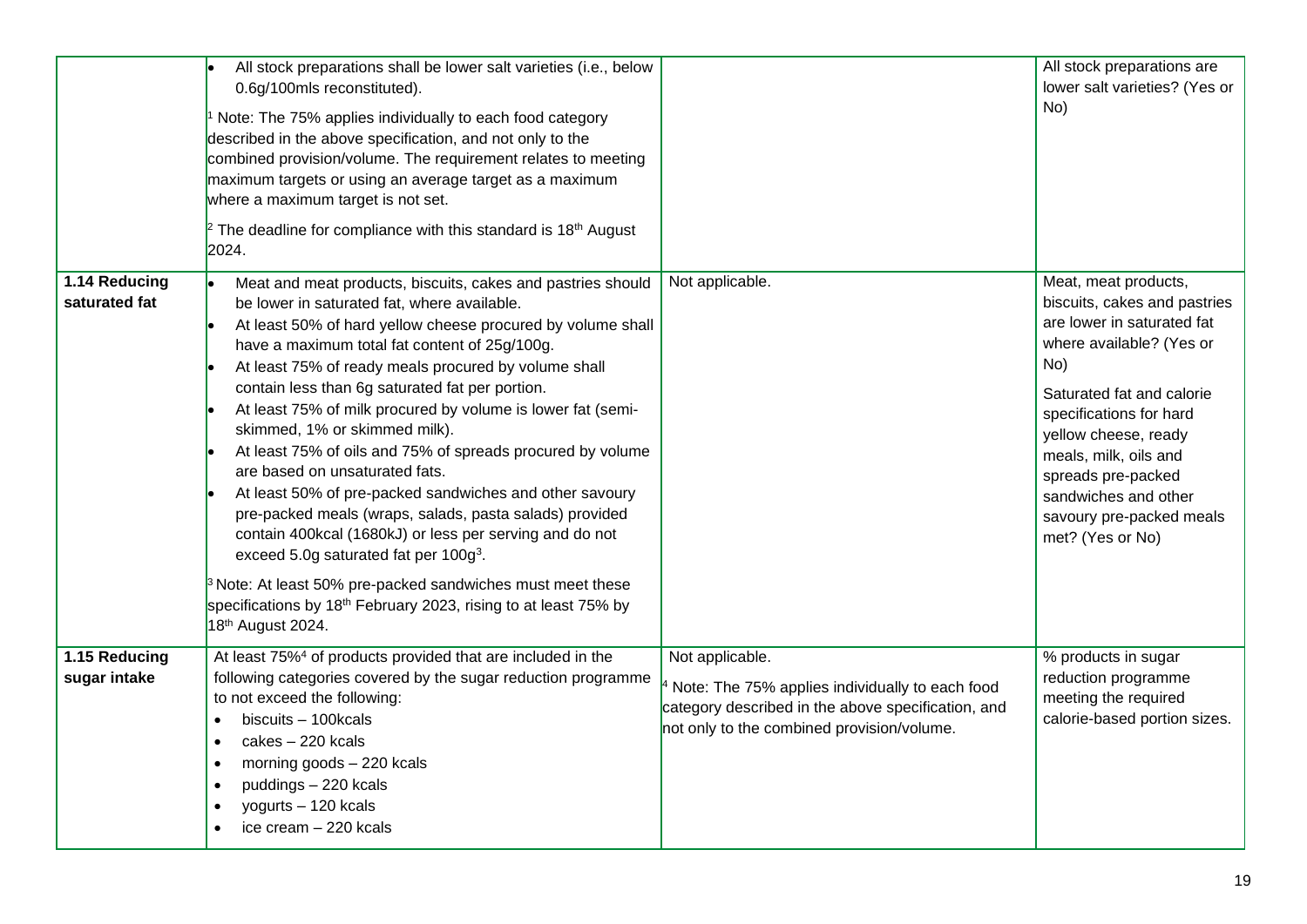| | | | |
|---|---|---|---|
| | • All stock preparations shall be lower salt varieties (i.e., below 0.6g/100mls reconstituted).<br><br>[1] Note: The 75% applies individually to each food category described in the above specification, and not only to the combined provision/volume. The requirement relates to meeting maximum targets or using an average target as a maximum where a maximum target is not set.<br><br>[2] The deadline for compliance with this standard is 18th August 2024. | | All stock preparations are lower salt varieties? (Yes or No) |
| **1.14 Reducing saturated fat** | • Meat and meat products, biscuits, cakes and pastries should be lower in saturated fat, where available.<br>• At least 50% of hard yellow cheese procured by volume shall have a maximum total fat content of 25g/100g.<br>• At least 75% of ready meals procured by volume shall contain less than 6g saturated fat per portion.<br>• At least 75% of milk procured by volume is lower fat (semi-skimmed, 1% or skimmed milk).<br>• At least 75% of oils and 75% of spreads procured by volume are based on unsaturated fats.<br>• At least 50% of pre-packed sandwiches and other savoury pre-packed meals (wraps, salads, pasta salads) provided contain 400kcal (1680kJ) or less per serving and do not exceed 5.0g saturated fat per 100g[3].<br><br>[3] Note: At least 50% pre-packed sandwiches must meet these specifications by 18th February 2023, rising to at least 75% by 18th August 2024. | Not applicable. | Meat, meat products, biscuits, cakes and pastries are lower in saturated fat where available? (Yes or No)<br><br>Saturated fat and calorie specifications for hard yellow cheese, ready meals, milk, oils and spreads pre-packed sandwiches and other savoury pre-packed meals met? (Yes or No) |
| **1.15 Reducing sugar intake** | At least 75%[4] of products provided that are included in the following categories covered by the sugar reduction programme to not exceed the following:<br>• biscuits – 100kcals<br>• cakes – 220 kcals<br>• morning goods – 220 kcals<br>• puddings – 220 kcals<br>• yogurts – 120 kcals<br>• ice cream – 220 kcals | Not applicable.<br><br>[4] Note: The 75% applies individually to each food category described in the above specification, and not only to the combined provision/volume. | % products in sugar reduction programme meeting the required calorie-based portion sizes. |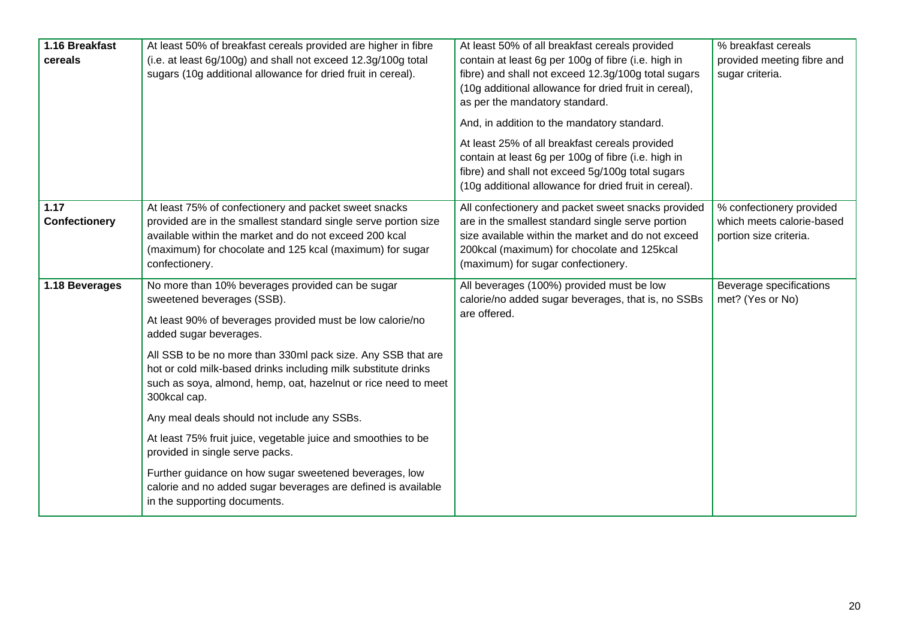| | | | |
|---|---|---|---|
| **1.16 Breakfast cereals** | At least 50% of breakfast cereals provided are higher in fibre (i.e. at least 6g/100g) and shall not exceed 12.3g/100g total sugars (10g additional allowance for dried fruit in cereal). | At least 50% of all breakfast cereals provided contain at least 6g per 100g of fibre (i.e. high in fibre) and shall not exceed 12.3g/100g total sugars (10g additional allowance for dried fruit in cereal), as per the mandatory standard.<br><br>And, in addition to the mandatory standard.<br><br>At least 25% of all breakfast cereals provided contain at least 6g per 100g of fibre (i.e. high in fibre) and shall not exceed 5g/100g total sugars (10g additional allowance for dried fruit in cereal). | % breakfast cereals provided meeting fibre and sugar criteria. |
| **1.17 Confectionery** | At least 75% of confectionery and packet sweet snacks provided are in the smallest standard single serve portion size available within the market and do not exceed 200 kcal (maximum) for chocolate and 125 kcal (maximum) for sugar confectionery. | All confectionery and packet sweet snacks provided are in the smallest standard single serve portion size available within the market and do not exceed 200kcal (maximum) for chocolate and 125kcal (maximum) for sugar confectionery. | % confectionery provided which meets calorie-based portion size criteria. |
| **1.18 Beverages** | No more than 10% beverages provided can be sugar sweetened beverages (SSB).<br><br>At least 90% of beverages provided must be low calorie/no added sugar beverages.<br><br>All SSB to be no more than 330ml pack size. Any SSB that are hot or cold milk-based drinks including milk substitute drinks such as soya, almond, hemp, oat, hazelnut or rice need to meet 300kcal cap.<br><br>Any meal deals should not include any SSBs.<br><br>At least 75% fruit juice, vegetable juice and smoothies to be provided in single serve packs.<br><br>Further guidance on how sugar sweetened beverages, low calorie and no added sugar beverages are defined is available in the supporting documents. | All beverages (100%) provided must be low calorie/no added sugar beverages, that is, no SSBs are offered. | Beverage specifications met? (Yes or No) |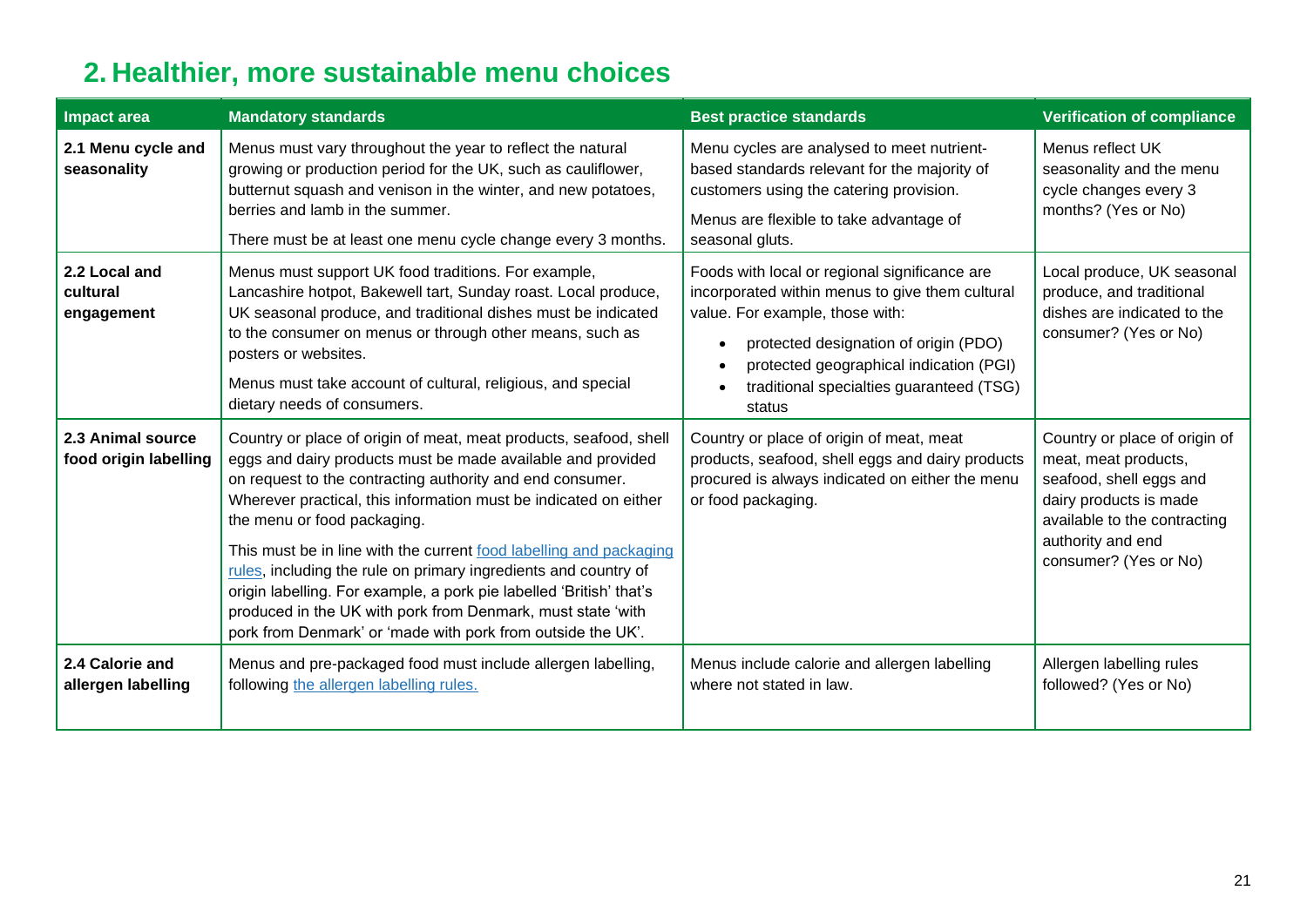## 2. Healthier, more sustainable menu choices

| Impact area | Mandatory standards | Best practice standards | Verification of compliance |
| --- | --- | --- | --- |
| **2.1 Menu cycle and seasonality** | Menus must vary throughout the year to reflect the natural growing or production period for the UK, such as cauliflower, butternut squash and venison in the winter, and new potatoes, berries and lamb in the summer.<br><br>There must be at least one menu cycle change every 3 months. | Menu cycles are analysed to meet nutrient-based standards relevant for the majority of customers using the catering provision.<br><br>Menus are flexible to take advantage of seasonal gluts. | Menus reflect UK seasonality and the menu cycle changes every 3 months? (Yes or No) |
| **2.2 Local and cultural engagement** | Menus must support UK food traditions. For example, Lancashire hotpot, Bakewell tart, Sunday roast. Local produce, UK seasonal produce, and traditional dishes must be indicated to the consumer on menus or through other means, such as posters or websites.<br><br>Menus must take account of cultural, religious, and special dietary needs of consumers. | Foods with local or regional significance are incorporated within menus to give them cultural value. For example, those with:<br>• protected designation of origin (PDO)<br>• protected geographical indication (PGI)<br>• traditional specialties guaranteed (TSG) status | Local produce, UK seasonal produce, and traditional dishes are indicated to the consumer? (Yes or No) |
| **2.3 Animal source food origin labelling** | Country or place of origin of meat, meat products, seafood, shell eggs and dairy products must be made available and provided on request to the contracting authority and end consumer. Wherever practical, this information must be indicated on either the menu or food packaging.<br><br>This must be in line with the current food labelling and packaging rules, including the rule on primary ingredients and country of origin labelling. For example, a pork pie labelled 'British' that's produced in the UK with pork from Denmark, must state 'with pork from Denmark' or 'made with pork from outside the UK'. | Country or place of origin of meat, meat products, seafood, shell eggs and dairy products procured is always indicated on either the menu or food packaging. | Country or place of origin of meat, meat products, seafood, shell eggs and dairy products is made available to the contracting authority and end consumer? (Yes or No) |
| **2.4 Calorie and allergen labelling** | Menus and pre-packaged food must include allergen labelling, following the allergen labelling rules. | Menus include calorie and allergen labelling where not stated in law. | Allergen labelling rules followed? (Yes or No) |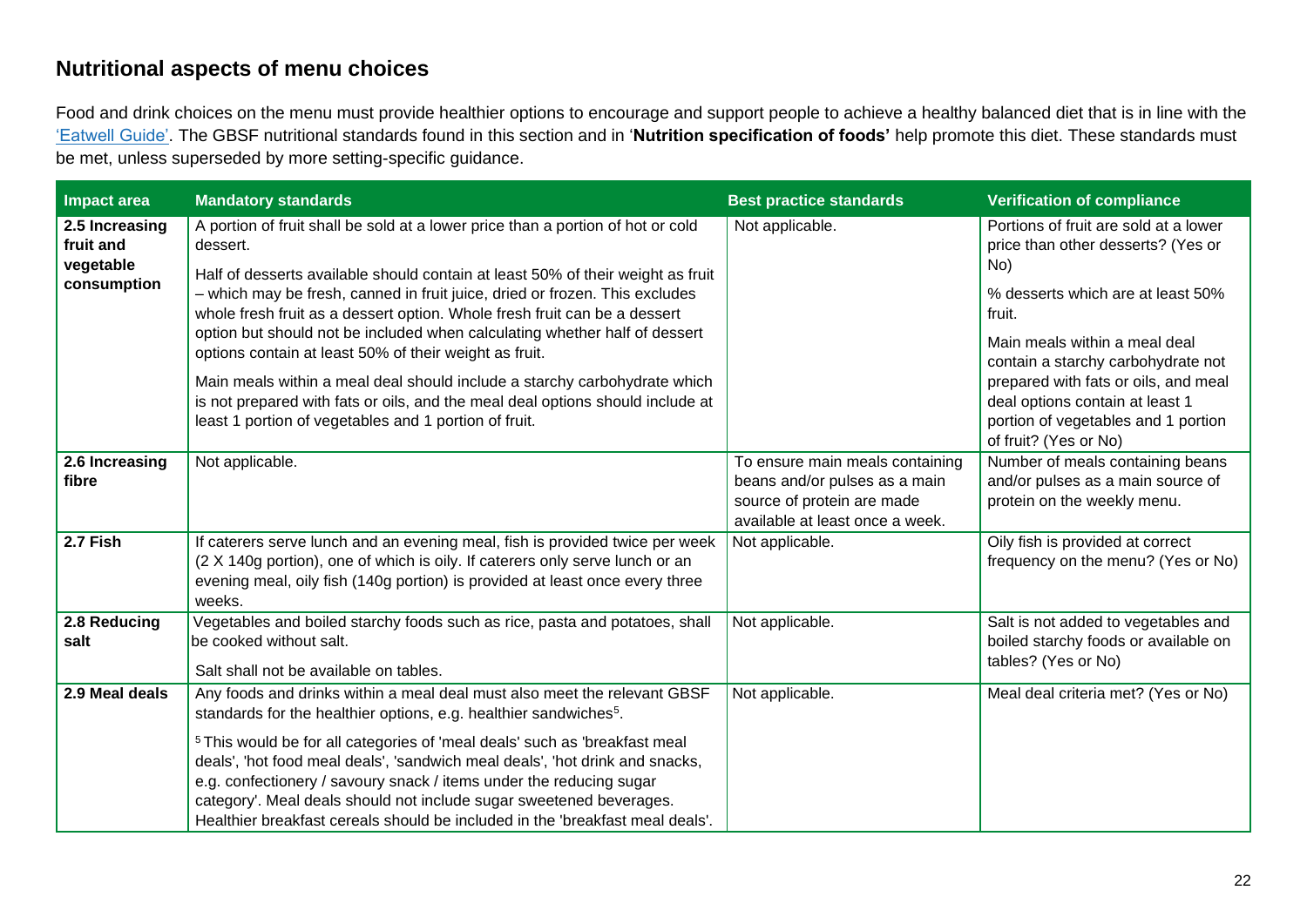## Nutritional aspects of menu choices

Food and drink choices on the menu must provide healthier options to encourage and support people to achieve a healthy balanced diet that is in line with the 'Eatwell Guide'. The GBSF nutritional standards found in this section and in '**Nutrition specification of foods**' help promote this diet. These standards must be met, unless superseded by more setting-specific guidance.

| Impact area | Mandatory standards | Best practice standards | Verification of compliance |
| --- | --- | --- | --- |
| **2.5 Increasing fruit and vegetable consumption** | A portion of fruit shall be sold at a lower price than a portion of hot or cold dessert.<br><br>Half of desserts available should contain at least 50% of their weight as fruit – which may be fresh, canned in fruit juice, dried or frozen. This excludes whole fresh fruit as a dessert option. Whole fresh fruit can be a dessert option but should not be included when calculating whether half of dessert options contain at least 50% of their weight as fruit.<br><br>Main meals within a meal deal should include a starchy carbohydrate which is not prepared with fats or oils, and the meal deal options should include at least 1 portion of vegetables and 1 portion of fruit. | Not applicable. | Portions of fruit are sold at a lower price than other desserts? (Yes or No)<br><br>% desserts which are at least 50% fruit.<br><br>Main meals within a meal deal contain a starchy carbohydrate not prepared with fats or oils, and meal deal options contain at least 1 portion of vegetables and 1 portion of fruit? (Yes or No) |
| **2.6 Increasing fibre** | Not applicable. | To ensure main meals containing beans and/or pulses as a main source of protein are made available at least once a week. | Number of meals containing beans and/or pulses as a main source of protein on the weekly menu. |
| **2.7 Fish** | If caterers serve lunch and an evening meal, fish is provided twice per week (2 X 140g portion), one of which is oily. If caterers only serve lunch or an evening meal, oily fish (140g portion) is provided at least once every three weeks. | Not applicable. | Oily fish is provided at correct frequency on the menu? (Yes or No) |
| **2.8 Reducing salt** | Vegetables and boiled starchy foods such as rice, pasta and potatoes, shall be cooked without salt.<br><br>Salt shall not be available on tables. | Not applicable. | Salt is not added to vegetables and boiled starchy foods or available on tables? (Yes or No) |
| **2.9 Meal deals** | Any foods and drinks within a meal deal must also meet the relevant GBSF standards for the healthier options, e.g. healthier sandwiches[5].<br><br>[5] This would be for all categories of 'meal deals' such as 'breakfast meal deals', 'hot food meal deals', 'sandwich meal deals', 'hot drink and snacks, e.g. confectionery / savoury snack / items under the reducing sugar category'. Meal deals should not include sugar sweetened beverages. Healthier breakfast cereals should be included in the 'breakfast meal deals'. | Not applicable. | Meal deal criteria met? (Yes or No) |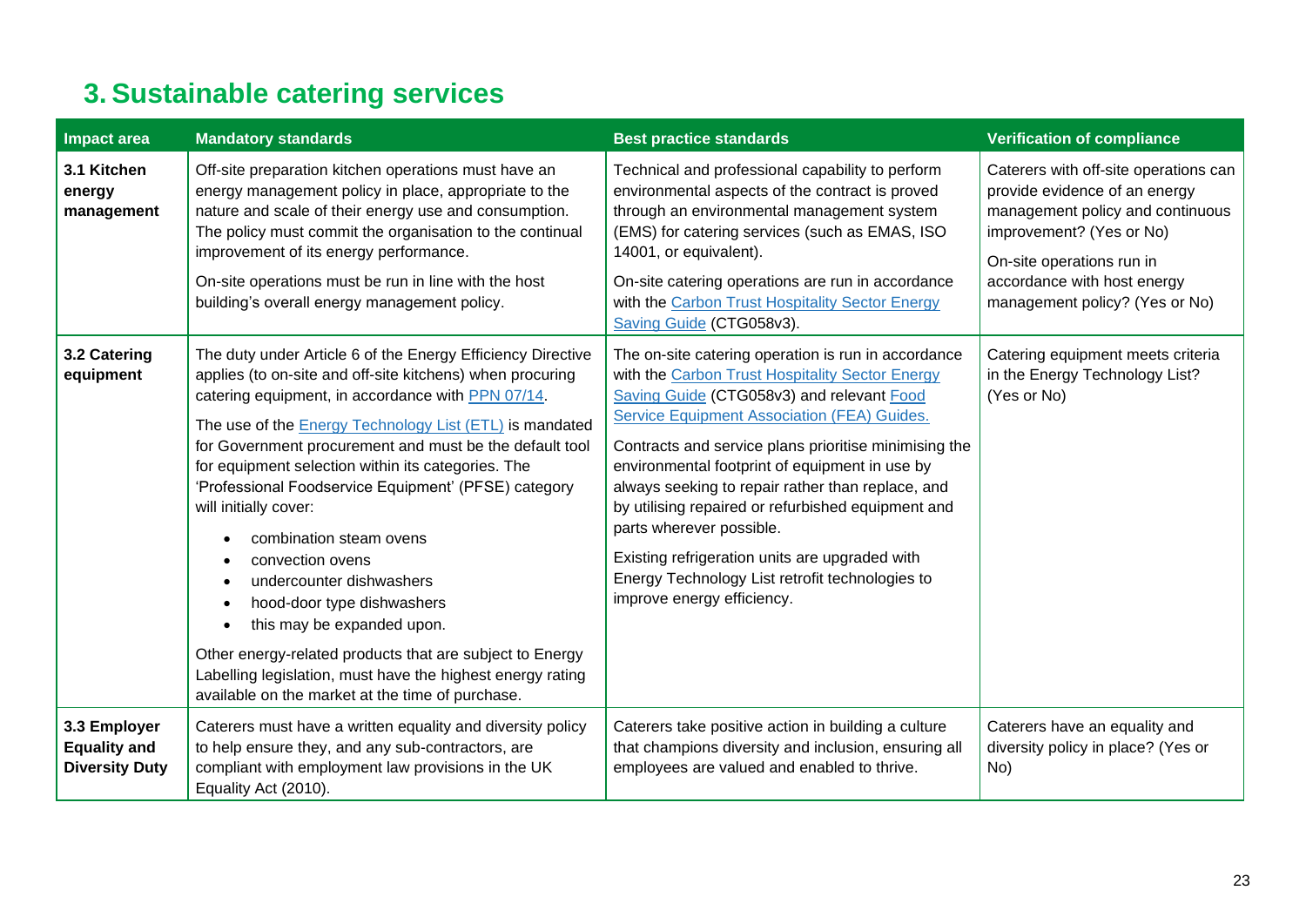## 3. Sustainable catering services

| Impact area | Mandatory standards | Best practice standards | Verification of compliance |
|---|---|---|---|
| **3.1 Kitchen energy management** | Off-site preparation kitchen operations must have an energy management policy in place, appropriate to the nature and scale of their energy use and consumption. The policy must commit the organisation to the continual improvement of its energy performance.<br><br>On-site operations must be run in line with the host building's overall energy management policy. | Technical and professional capability to perform environmental aspects of the contract is proved through an environmental management system (EMS) for catering services (such as EMAS, ISO 14001, or equivalent).<br><br>On-site catering operations are run in accordance with the Carbon Trust Hospitality Sector Energy Saving Guide (CTG058v3). | Caterers with off-site operations can provide evidence of an energy management policy and continuous improvement? (Yes or No)<br><br>On-site operations run in accordance with host energy management policy? (Yes or No) |
| **3.2 Catering equipment** | The duty under Article 6 of the Energy Efficiency Directive applies (to on-site and off-site kitchens) when procuring catering equipment, in accordance with PPN 07/14.<br><br>The use of the Energy Technology List (ETL) is mandated for Government procurement and must be the default tool for equipment selection within its categories. The 'Professional Foodservice Equipment' (PFSE) category will initially cover:<br>• combination steam ovens<br>• convection ovens<br>• undercounter dishwashers<br>• hood-door type dishwashers<br>• this may be expanded upon.<br><br>Other energy-related products that are subject to Energy Labelling legislation, must have the highest energy rating available on the market at the time of purchase. | The on-site catering operation is run in accordance with the Carbon Trust Hospitality Sector Energy Saving Guide (CTG058v3) and relevant Food Service Equipment Association (FEA) Guides.<br><br>Contracts and service plans prioritise minimising the environmental footprint of equipment in use by always seeking to repair rather than replace, and by utilising repaired or refurbished equipment and parts wherever possible.<br><br>Existing refrigeration units are upgraded with Energy Technology List retrofit technologies to improve energy efficiency. | Catering equipment meets criteria in the Energy Technology List? (Yes or No) |
| **3.3 Employer Equality and Diversity Duty** | Caterers must have a written equality and diversity policy to help ensure they, and any sub-contractors, are compliant with employment law provisions in the UK Equality Act (2010). | Caterers take positive action in building a culture that champions diversity and inclusion, ensuring all employees are valued and enabled to thrive. | Caterers have an equality and diversity policy in place? (Yes or No) |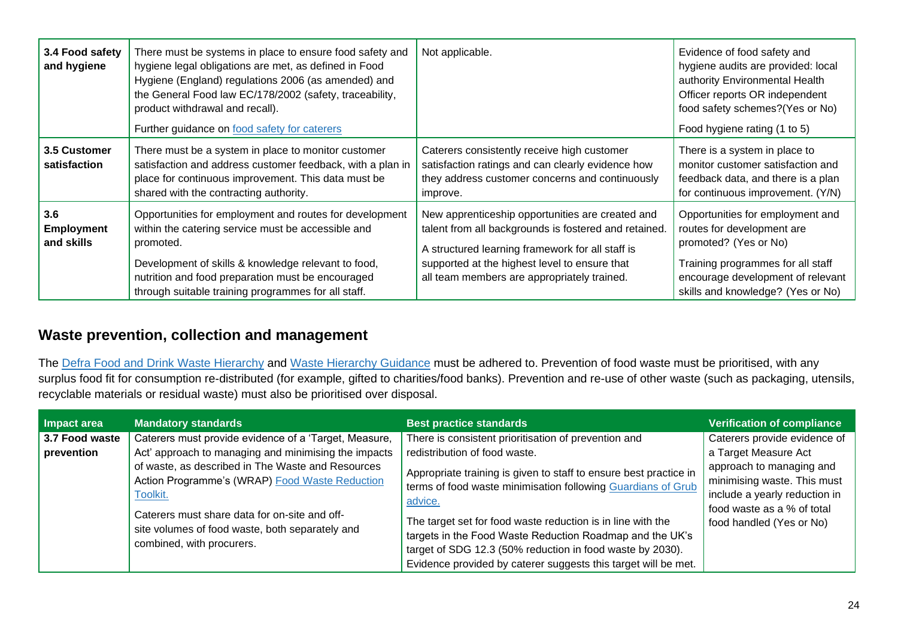| Impact area | Mandatory standards | Best practice standards | Verification of compliance |
| --- | --- | --- | --- |
| **3.4 Food safety and hygiene** | There must be systems in place to ensure food safety and hygiene legal obligations are met, as defined in Food Hygiene (England) regulations 2006 (as amended) and the General Food law EC/178/2002 (safety, traceability, product withdrawal and recall).<br><br>Further guidance on [food safety for caterers]() | Not applicable. | Evidence of food safety and hygiene audits are provided: local authority Environmental Health Officer reports OR independent food safety schemes?(Yes or No)<br><br>Food hygiene rating (1 to 5) |
| **3.5 Customer satisfaction** | There must be a system in place to monitor customer satisfaction and address customer feedback, with a plan in place for continuous improvement. This data must be shared with the contracting authority. | Caterers consistently receive high customer satisfaction ratings and can clearly evidence how they address customer concerns and continuously improve. | There is a system in place to monitor customer satisfaction and feedback data, and there is a plan for continuous improvement. (Y/N) |
| **3.6 Employment and skills** | Opportunities for employment and routes for development within the catering service must be accessible and promoted.<br><br>Development of skills & knowledge relevant to food, nutrition and food preparation must be encouraged through suitable training programmes for all staff. | New apprenticeship opportunities are created and talent from all backgrounds is fostered and retained.<br><br>A structured learning framework for all staff is supported at the highest level to ensure that all team members are appropriately trained. | Opportunities for employment and routes for development are promoted? (Yes or No)<br><br>Training programmes for all staff encourage development of relevant skills and knowledge? (Yes or No) |

## Waste prevention, collection and management

The [Defra Food and Drink Waste Hierarchy]() and [Waste Hierarchy Guidance]() must be adhered to. Prevention of food waste must be prioritised, with any surplus food fit for consumption re-distributed (for example, gifted to charities/food banks). Prevention and re-use of other waste (such as packaging, utensils, recyclable materials or residual waste) must also be prioritised over disposal.

| Impact area | Mandatory standards | Best practice standards | Verification of compliance |
| --- | --- | --- | --- |
| **3.7 Food waste prevention** | Caterers must provide evidence of a 'Target, Measure, Act' approach to managing and minimising the impacts of waste, as described in The Waste and Resources Action Programme's (WRAP) [Food Waste Reduction Toolkit.]()<br><br>Caterers must share data for on-site and off-site volumes of food waste, both separately and combined, with procurers. | There is consistent prioritisation of prevention and redistribution of food waste.<br><br>Appropriate training is given to staff to ensure best practice in terms of food waste minimisation following [Guardians of Grub advice.]()<br><br>The target set for food waste reduction is in line with the targets in the Food Waste Reduction Roadmap and the UK's target of SDG 12.3 (50% reduction in food waste by 2030). Evidence provided by caterer suggests this target will be met. | Caterers provide evidence of a Target Measure Act approach to managing and minimising waste. This must include a yearly reduction in food waste as a % of total food handled (Yes or No) |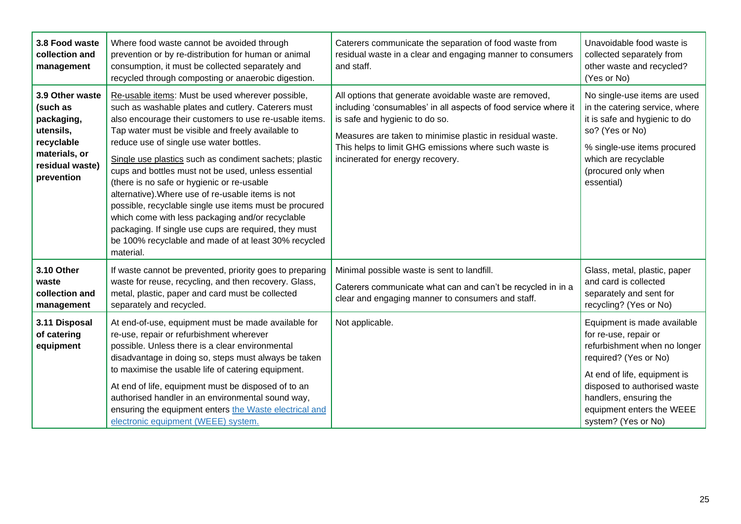| | | | |
|---|---|---|---|
| **3.8 Food waste collection and management** | Where food waste cannot be avoided through prevention or by re-distribution for human or animal consumption, it must be collected separately and recycled through composting or anaerobic digestion. | Caterers communicate the separation of food waste from residual waste in a clear and engaging manner to consumers and staff. | Unavoidable food waste is collected separately from other waste and recycled? (Yes or No) |
| **3.9 Other waste (such as packaging, utensils, recyclable materials, or residual waste) prevention** | Re-usable items: Must be used wherever possible, such as washable plates and cutlery. Caterers must also encourage their customers to use re-usable items. Tap water must be visible and freely available to reduce use of single use water bottles.<br><br>Single use plastics such as condiment sachets; plastic cups and bottles must not be used, unless essential (there is no safe or hygienic or re-usable alternative).Where use of re-usable items is not possible, recyclable single use items must be procured which come with less packaging and/or recyclable packaging. If single use cups are required, they must be 100% recyclable and made of at least 30% recycled material. | All options that generate avoidable waste are removed, including 'consumables' in all aspects of food service where it is safe and hygienic to do so.<br><br>Measures are taken to minimise plastic in residual waste. This helps to limit GHG emissions where such waste is incinerated for energy recovery. | No single-use items are used in the catering service, where it is safe and hygienic to do so? (Yes or No)<br><br>% single-use items procured which are recyclable (procured only when essential) |
| **3.10 Other waste collection and management** | If waste cannot be prevented, priority goes to preparing waste for reuse, recycling, and then recovery. Glass, metal, plastic, paper and card must be collected separately and recycled. | Minimal possible waste is sent to landfill.<br><br>Caterers communicate what can and can't be recycled in in a clear and engaging manner to consumers and staff. | Glass, metal, plastic, paper and card is collected separately and sent for recycling? (Yes or No) |
| **3.11 Disposal of catering equipment** | At end-of-use, equipment must be made available for re-use, repair or refurbishment wherever possible. Unless there is a clear environmental disadvantage in doing so, steps must always be taken to maximise the usable life of catering equipment.<br><br>At end of life, equipment must be disposed of to an authorised handler in an environmental sound way, ensuring the equipment enters the Waste electrical and electronic equipment (WEEE) system. | Not applicable. | Equipment is made available for re-use, repair or refurbishment when no longer required? (Yes or No)<br><br>At end of life, equipment is disposed to authorised waste handlers, ensuring the equipment enters the WEEE system? (Yes or No) |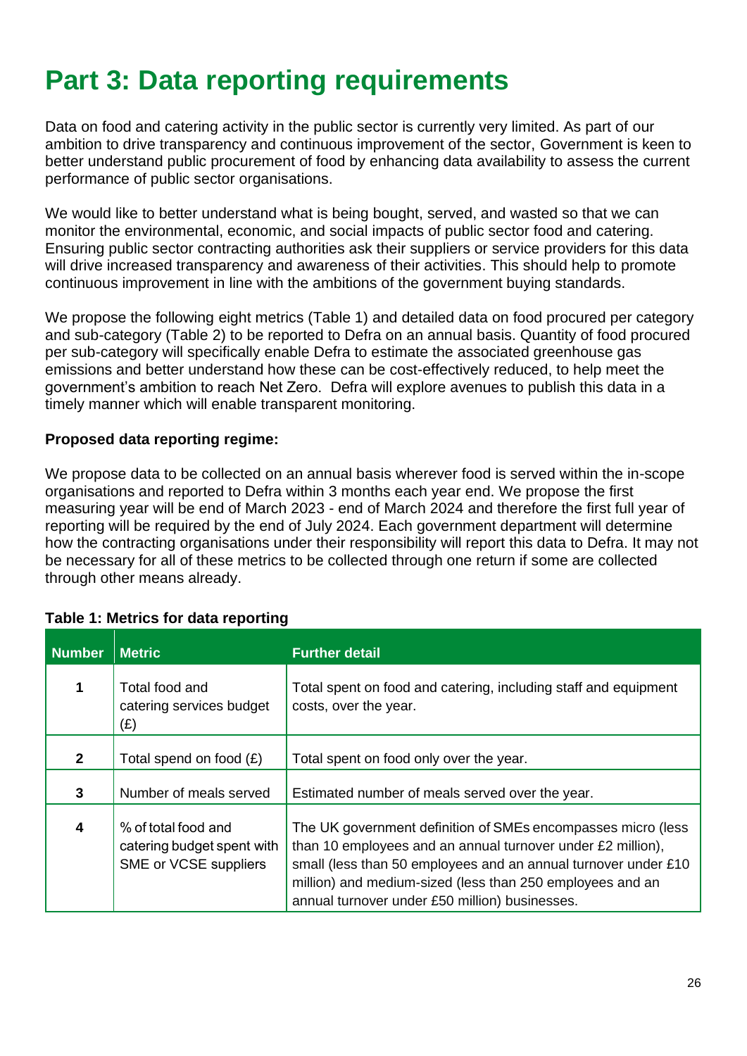# Part 3: Data reporting requirements

Data on food and catering activity in the public sector is currently very limited. As part of our ambition to drive transparency and continuous improvement of the sector, Government is keen to better understand public procurement of food by enhancing data availability to assess the current performance of public sector organisations.

We would like to better understand what is being bought, served, and wasted so that we can monitor the environmental, economic, and social impacts of public sector food and catering. Ensuring public sector contracting authorities ask their suppliers or service providers for this data will drive increased transparency and awareness of their activities. This should help to promote continuous improvement in line with the ambitions of the government buying standards.

We propose the following eight metrics (Table 1) and detailed data on food procured per category and sub-category (Table 2) to be reported to Defra on an annual basis. Quantity of food procured per sub-category will specifically enable Defra to estimate the associated greenhouse gas emissions and better understand how these can be cost-effectively reduced, to help meet the government's ambition to reach Net Zero. Defra will explore avenues to publish this data in a timely manner which will enable transparent monitoring.

**Proposed data reporting regime:**

We propose data to be collected on an annual basis wherever food is served within the in-scope organisations and reported to Defra within 3 months each year end. We propose the first measuring year will be end of March 2023 - end of March 2024 and therefore the first full year of reporting will be required by the end of July 2024. Each government department will determine how the contracting organisations under their responsibility will report this data to Defra. It may not be necessary for all of these metrics to be collected through one return if some are collected through other means already.

**Table 1: Metrics for data reporting**

| Number | Metric | Further detail |
| --- | --- | --- |
| 1 | Total food and catering services budget (£) | Total spent on food and catering, including staff and equipment costs, over the year. |
| 2 | Total spend on food (£) | Total spent on food only over the year. |
| 3 | Number of meals served | Estimated number of meals served over the year. |
| 4 | % of total food and catering budget spent with SME or VCSE suppliers | The UK government definition of SMEs encompasses micro (less than 10 employees and an annual turnover under £2 million), small (less than 50 employees and an annual turnover under £10 million) and medium-sized (less than 250 employees and an annual turnover under £50 million) businesses. |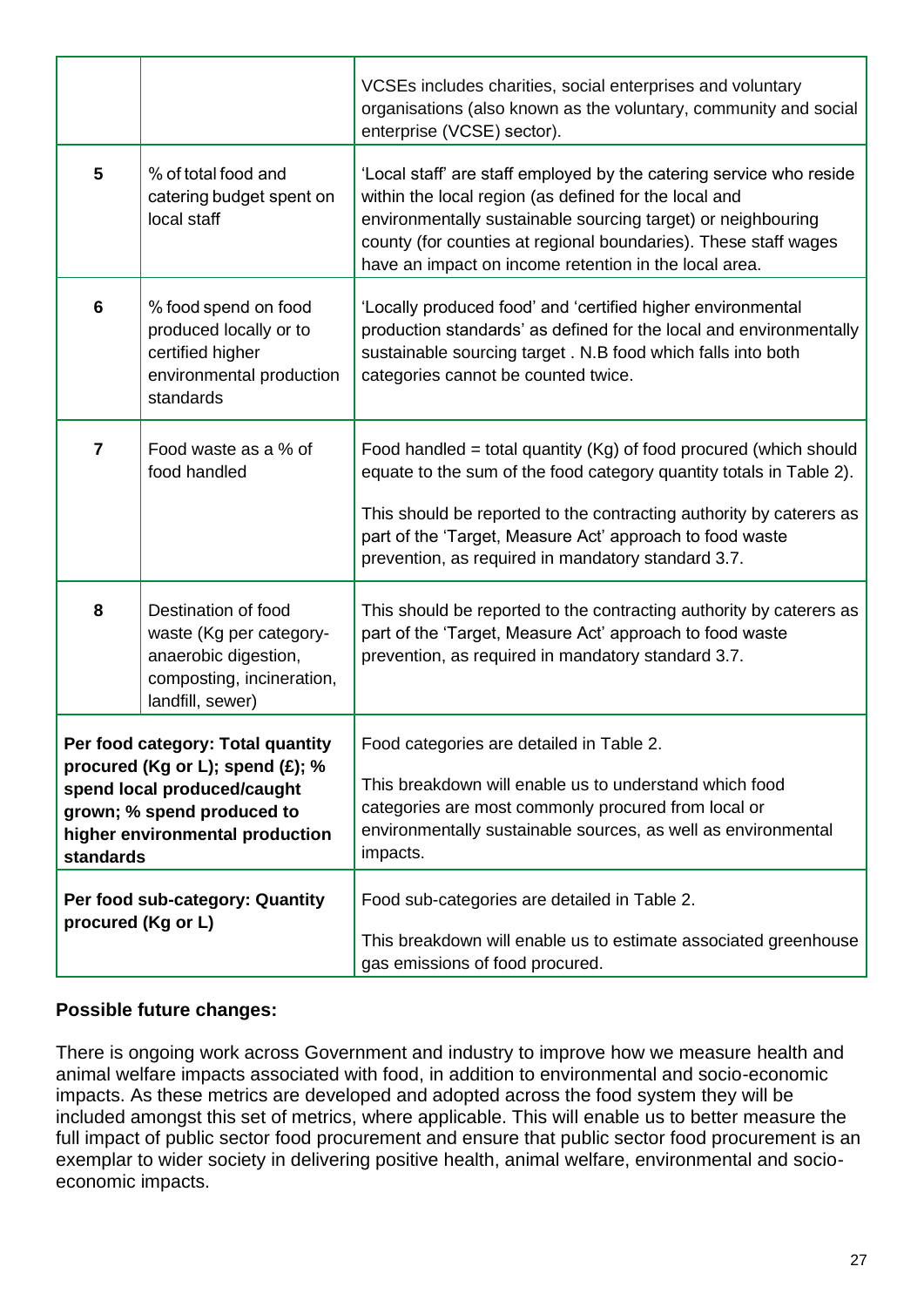| | | |
|---|---|---|
| | | VCSEs includes charities, social enterprises and voluntary organisations (also known as the voluntary, community and social enterprise (VCSE) sector). |
| **5** | % of total food and catering budget spent on local staff | 'Local staff' are staff employed by the catering service who reside within the local region (as defined for the local and environmentally sustainable sourcing target) or neighbouring county (for counties at regional boundaries). These staff wages have an impact on income retention in the local area. |
| **6** | % food spend on food produced locally or to certified higher environmental production standards | 'Locally produced food' and 'certified higher environmental production standards' as defined for the local and environmentally sustainable sourcing target . N.B food which falls into both categories cannot be counted twice. |
| **7** | Food waste as a % of food handled | Food handled = total quantity (Kg) of food procured (which should equate to the sum of the food category quantity totals in Table 2).<br><br>This should be reported to the contracting authority by caterers as part of the 'Target, Measure Act' approach to food waste prevention, as required in mandatory standard 3.7. |
| **8** | Destination of food waste (Kg per category- anaerobic digestion, composting, incineration, landfill, sewer) | This should be reported to the contracting authority by caterers as part of the 'Target, Measure Act' approach to food waste prevention, as required in mandatory standard 3.7. |
| **Per food category: Total quantity procured (Kg or L); spend (£); % spend local produced/caught grown; % spend produced to higher environmental production standards** | | Food categories are detailed in Table 2.<br><br>This breakdown will enable us to understand which food categories are most commonly procured from local or environmentally sustainable sources, as well as environmental impacts. |
| **Per food sub-category: Quantity procured (Kg or L)** | | Food sub-categories are detailed in Table 2.<br><br>This breakdown will enable us to estimate associated greenhouse gas emissions of food procured. |

**Possible future changes:**

There is ongoing work across Government and industry to improve how we measure health and animal welfare impacts associated with food, in addition to environmental and socio-economic impacts. As these metrics are developed and adopted across the food system they will be included amongst this set of metrics, where applicable. This will enable us to better measure the full impact of public sector food procurement and ensure that public sector food procurement is an exemplar to wider society in delivering positive health, animal welfare, environmental and socio-economic impacts.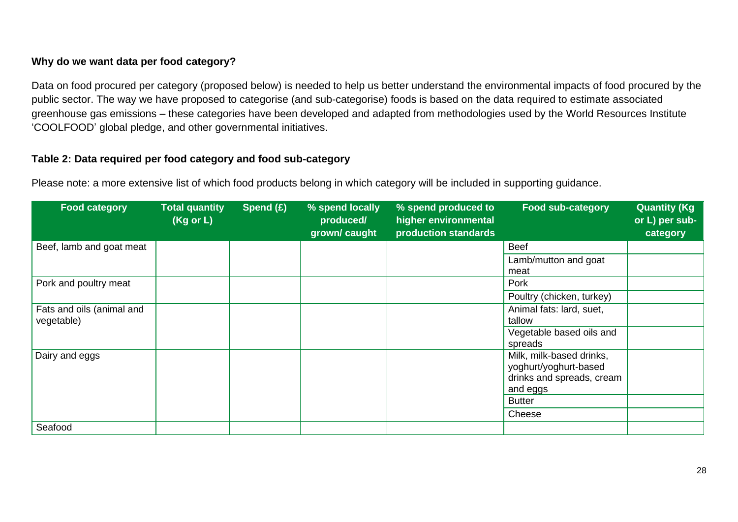**Why do we want data per food category?**

Data on food procured per category (proposed below) is needed to help us better understand the environmental impacts of food procured by the public sector. The way we have proposed to categorise (and sub-categorise) foods is based on the data required to estimate associated greenhouse gas emissions – these categories have been developed and adapted from methodologies used by the World Resources Institute 'COOLFOOD' global pledge, and other governmental initiatives.

**Table 2: Data required per food category and food sub-category**

Please note: a more extensive list of which food products belong in which category will be included in supporting guidance.

| Food category | Total quantity (Kg or L) | Spend (£) | % spend locally produced/ grown/ caught | % spend produced to higher environmental production standards | Food sub-category | Quantity (Kg or L) per sub-category |
|---|---|---|---|---|---|---|
| Beef, lamb and goat meat | | | | | Beef | |
| | | | | | Lamb/mutton and goat meat | |
| Pork and poultry meat | | | | | Pork | |
| | | | | | Poultry (chicken, turkey) | |
| Fats and oils (animal and vegetable) | | | | | Animal fats: lard, suet, tallow | |
| | | | | | Vegetable based oils and spreads | |
| Dairy and eggs | | | | | Milk, milk-based drinks, yoghurt/yoghurt-based drinks and spreads, cream and eggs | |
| | | | | | Butter | |
| | | | | | Cheese | |
| Seafood | | | | | | |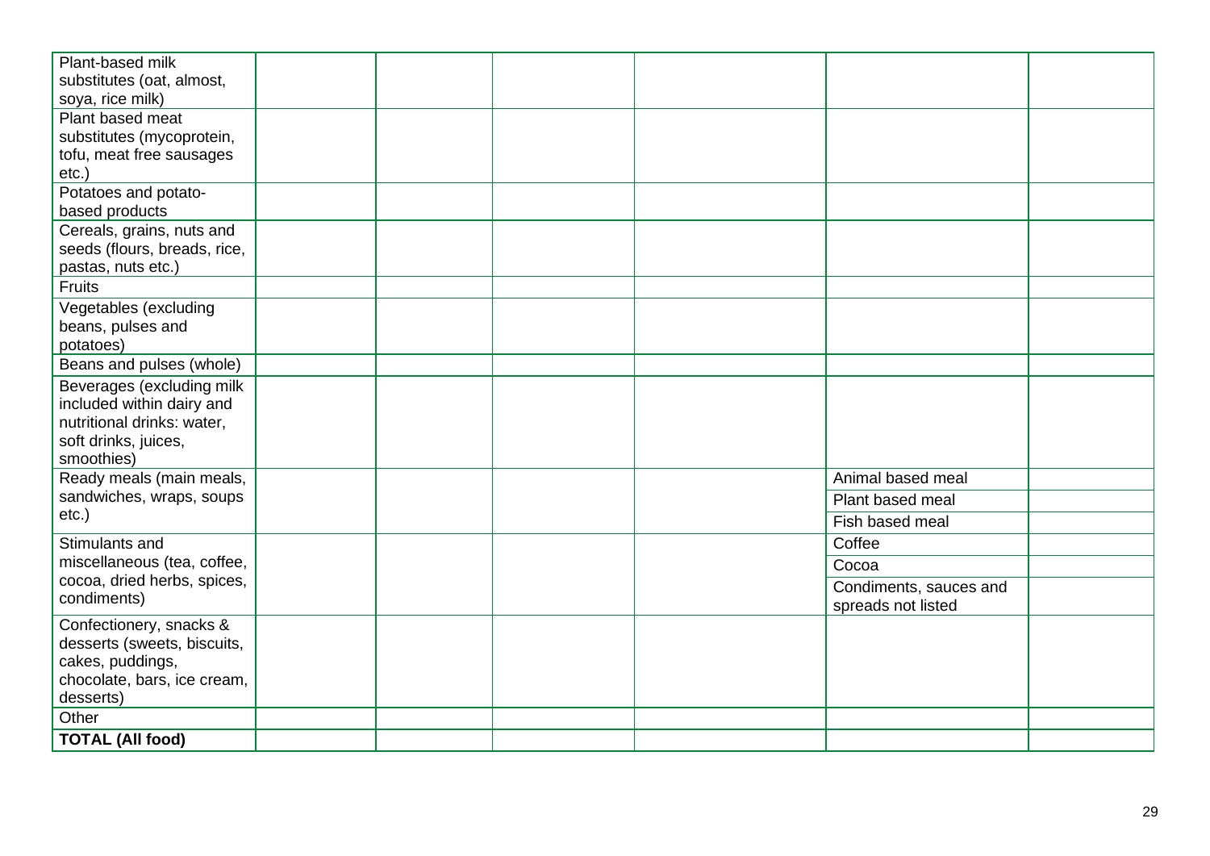| | | | | | | |
|---|---|---|---|---|---|---|
| Plant-based milk substitutes (oat, almost, soya, rice milk) | | | | | | |
| Plant based meat substitutes (mycoprotein, tofu, meat free sausages etc.) | | | | | | |
| Potatoes and potato-based products | | | | | | |
| Cereals, grains, nuts and seeds (flours, breads, rice, pastas, nuts etc.) | | | | | | |
| Fruits | | | | | | |
| Vegetables (excluding beans, pulses and potatoes) | | | | | | |
| Beans and pulses (whole) | | | | | | |
| Beverages (excluding milk included within dairy and nutritional drinks: water, soft drinks, juices, smoothies) | | | | | | |
| Ready meals (main meals, sandwiches, wraps, soups etc.) | | | | | Animal based meal | |
| | | | | | Plant based meal | |
| | | | | | Fish based meal | |
| Stimulants and miscellaneous (tea, coffee, cocoa, dried herbs, spices, condiments) | | | | | Coffee | |
| | | | | | Cocoa | |
| | | | | | Condiments, sauces and spreads not listed | |
| Confectionery, snacks & desserts (sweets, biscuits, cakes, puddings, chocolate, bars, ice cream, desserts) | | | | | | |
| Other | | | | | | |
| **TOTAL (All food)** | | | | | | |